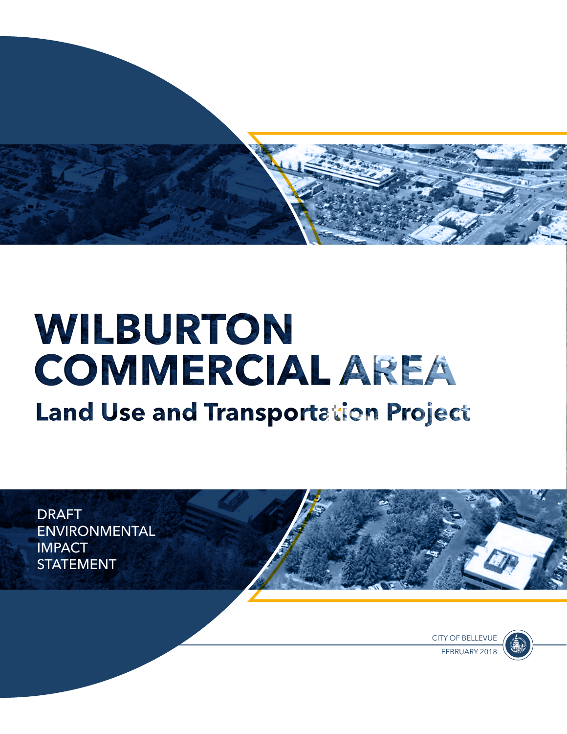# WILBURTON COMMERCIAL AREA

## Land Use and Transportation Project

DRAFT
ENVIRONMENTAL
IMPACT
STATEMENT

CITY OF BELLEVUE
FEBRUARY 2018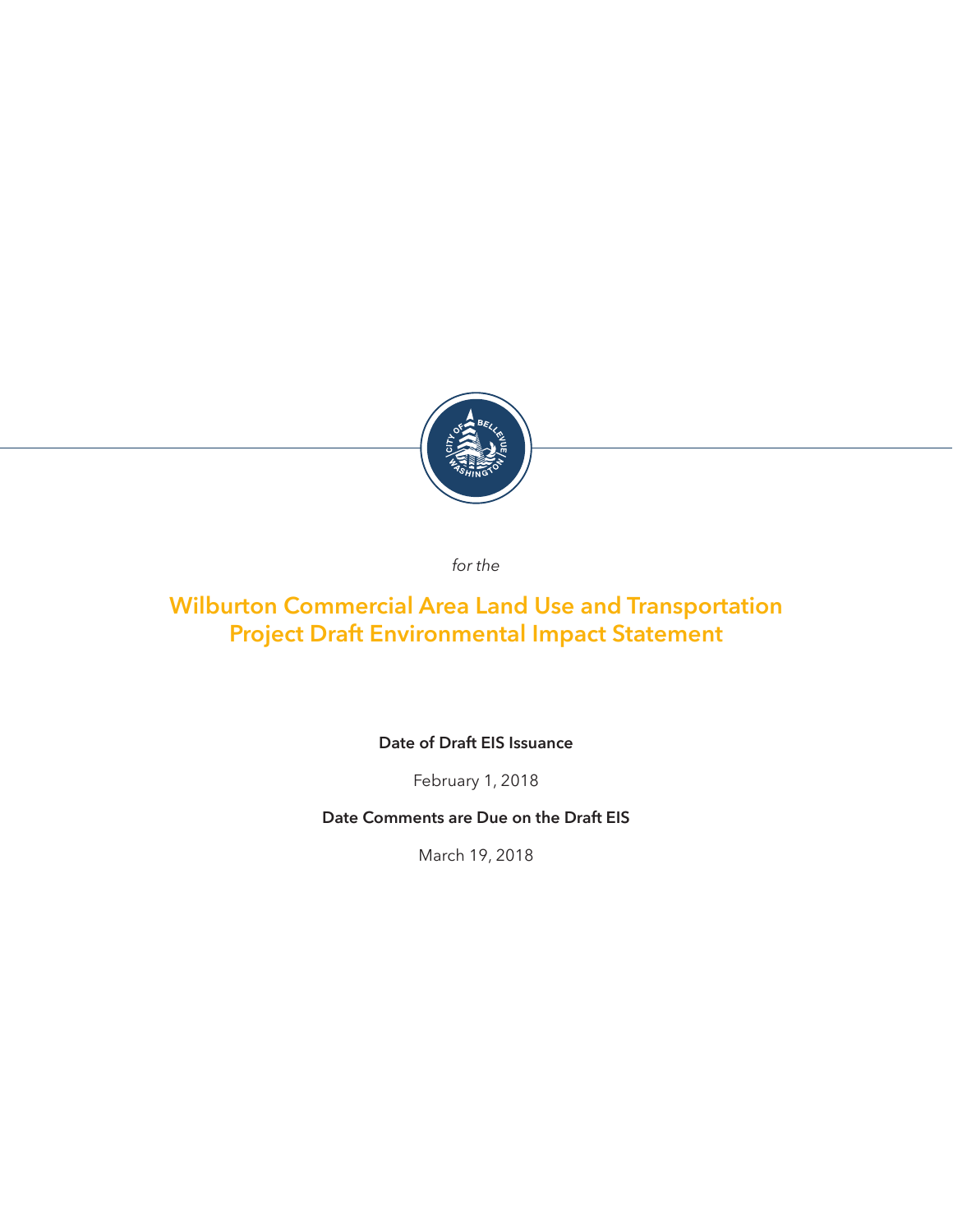*for the*

# Wilburton Commercial Area Land Use and Transportation Project Draft Environmental Impact Statement

**Date of Draft EIS Issuance**

February 1, 2018

**Date Comments are Due on the Draft EIS**

March 19, 2018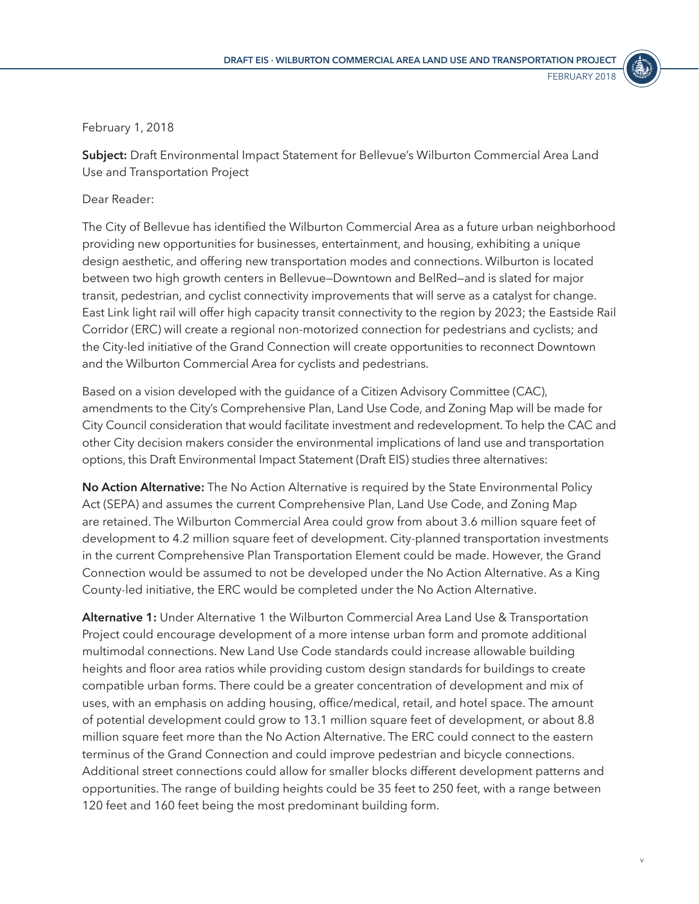February 1, 2018

**Subject:** Draft Environmental Impact Statement for Bellevue's Wilburton Commercial Area Land Use and Transportation Project

Dear Reader:

The City of Bellevue has identified the Wilburton Commercial Area as a future urban neighborhood providing new opportunities for businesses, entertainment, and housing, exhibiting a unique design aesthetic, and offering new transportation modes and connections. Wilburton is located between two high growth centers in Bellevue—Downtown and BelRed—and is slated for major transit, pedestrian, and cyclist connectivity improvements that will serve as a catalyst for change. East Link light rail will offer high capacity transit connectivity to the region by 2023; the Eastside Rail Corridor (ERC) will create a regional non-motorized connection for pedestrians and cyclists; and the City-led initiative of the Grand Connection will create opportunities to reconnect Downtown and the Wilburton Commercial Area for cyclists and pedestrians.

Based on a vision developed with the guidance of a Citizen Advisory Committee (CAC), amendments to the City's Comprehensive Plan, Land Use Code, and Zoning Map will be made for City Council consideration that would facilitate investment and redevelopment. To help the CAC and other City decision makers consider the environmental implications of land use and transportation options, this Draft Environmental Impact Statement (Draft EIS) studies three alternatives:

**No Action Alternative:** The No Action Alternative is required by the State Environmental Policy Act (SEPA) and assumes the current Comprehensive Plan, Land Use Code, and Zoning Map are retained. The Wilburton Commercial Area could grow from about 3.6 million square feet of development to 4.2 million square feet of development. City-planned transportation investments in the current Comprehensive Plan Transportation Element could be made. However, the Grand Connection would be assumed to not be developed under the No Action Alternative. As a King County-led initiative, the ERC would be completed under the No Action Alternative.

**Alternative 1:** Under Alternative 1 the Wilburton Commercial Area Land Use & Transportation Project could encourage development of a more intense urban form and promote additional multimodal connections. New Land Use Code standards could increase allowable building heights and floor area ratios while providing custom design standards for buildings to create compatible urban forms. There could be a greater concentration of development and mix of uses, with an emphasis on adding housing, office/medical, retail, and hotel space. The amount of potential development could grow to 13.1 million square feet of development, or about 8.8 million square feet more than the No Action Alternative. The ERC could connect to the eastern terminus of the Grand Connection and could improve pedestrian and bicycle connections. Additional street connections could allow for smaller blocks different development patterns and opportunities. The range of building heights could be 35 feet to 250 feet, with a range between 120 feet and 160 feet being the most predominant building form.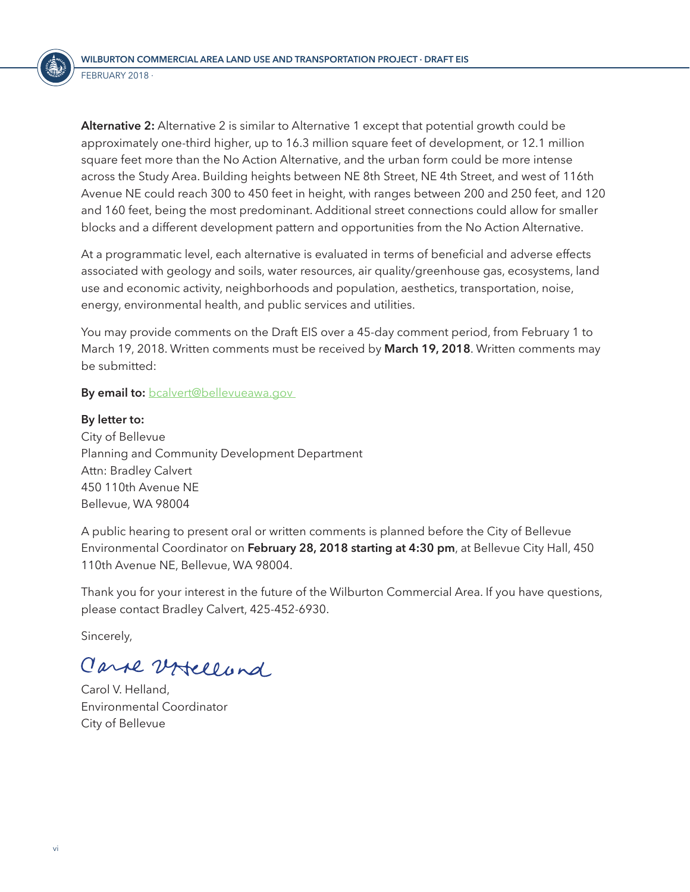**Alternative 2:** Alternative 2 is similar to Alternative 1 except that potential growth could be approximately one-third higher, up to 16.3 million square feet of development, or 12.1 million square feet more than the No Action Alternative, and the urban form could be more intense across the Study Area. Building heights between NE 8th Street, NE 4th Street, and west of 116th Avenue NE could reach 300 to 450 feet in height, with ranges between 200 and 250 feet, and 120 and 160 feet, being the most predominant. Additional street connections could allow for smaller blocks and a different development pattern and opportunities from the No Action Alternative.

At a programmatic level, each alternative is evaluated in terms of beneficial and adverse effects associated with geology and soils, water resources, air quality/greenhouse gas, ecosystems, land use and economic activity, neighborhoods and population, aesthetics, transportation, noise, energy, environmental health, and public services and utilities.

You may provide comments on the Draft EIS over a 45-day comment period, from February 1 to March 19, 2018. Written comments must be received by **March 19, 2018**. Written comments may be submitted:

**By email to:** bcalvert@bellevueawa.gov

**By letter to:**
City of Bellevue
Planning and Community Development Department
Attn: Bradley Calvert
450 110th Avenue NE
Bellevue, WA 98004

A public hearing to present oral or written comments is planned before the City of Bellevue Environmental Coordinator on **February 28, 2018 starting at 4:30 pm**, at Bellevue City Hall, 450 110th Avenue NE, Bellevue, WA 98004.

Thank you for your interest in the future of the Wilburton Commercial Area. If you have questions, please contact Bradley Calvert, 425-452-6930.

Sincerely,

Carol V. Helland

Carol V. Helland,
Environmental Coordinator
City of Bellevue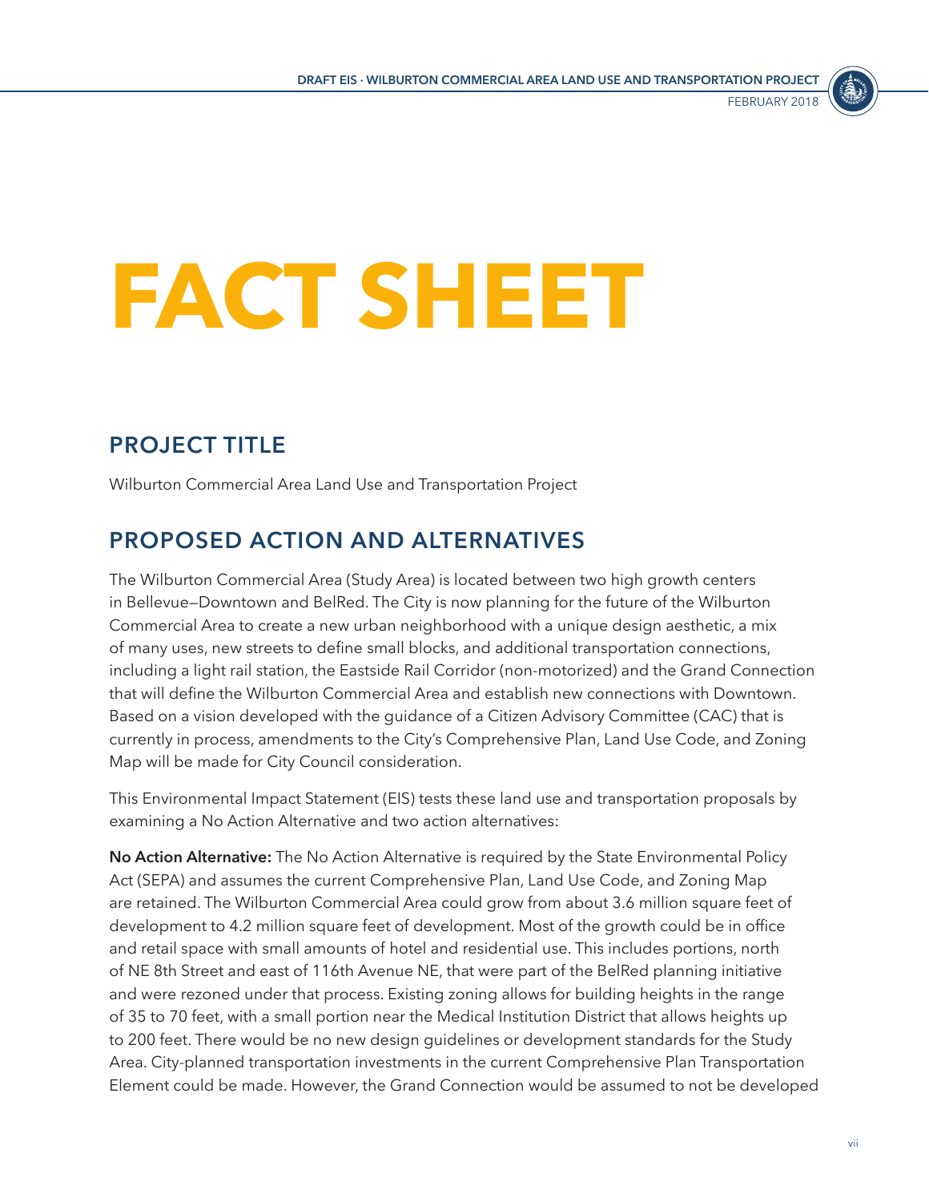# FACT SHEET

## PROJECT TITLE

Wilburton Commercial Area Land Use and Transportation Project

## PROPOSED ACTION AND ALTERNATIVES

The Wilburton Commercial Area (Study Area) is located between two high growth centers in Bellevue—Downtown and BelRed. The City is now planning for the future of the Wilburton Commercial Area to create a new urban neighborhood with a unique design aesthetic, a mix of many uses, new streets to define small blocks, and additional transportation connections, including a light rail station, the Eastside Rail Corridor (non-motorized) and the Grand Connection that will define the Wilburton Commercial Area and establish new connections with Downtown. Based on a vision developed with the guidance of a Citizen Advisory Committee (CAC) that is currently in process, amendments to the City's Comprehensive Plan, Land Use Code, and Zoning Map will be made for City Council consideration.

This Environmental Impact Statement (EIS) tests these land use and transportation proposals by examining a No Action Alternative and two action alternatives:

**No Action Alternative:** The No Action Alternative is required by the State Environmental Policy Act (SEPA) and assumes the current Comprehensive Plan, Land Use Code, and Zoning Map are retained. The Wilburton Commercial Area could grow from about 3.6 million square feet of development to 4.2 million square feet of development. Most of the growth could be in office and retail space with small amounts of hotel and residential use. This includes portions, north of NE 8th Street and east of 116th Avenue NE, that were part of the BelRed planning initiative and were rezoned under that process. Existing zoning allows for building heights in the range of 35 to 70 feet, with a small portion near the Medical Institution District that allows heights up to 200 feet. There would be no new design guidelines or development standards for the Study Area. City-planned transportation investments in the current Comprehensive Plan Transportation Element could be made. However, the Grand Connection would be assumed to not be developed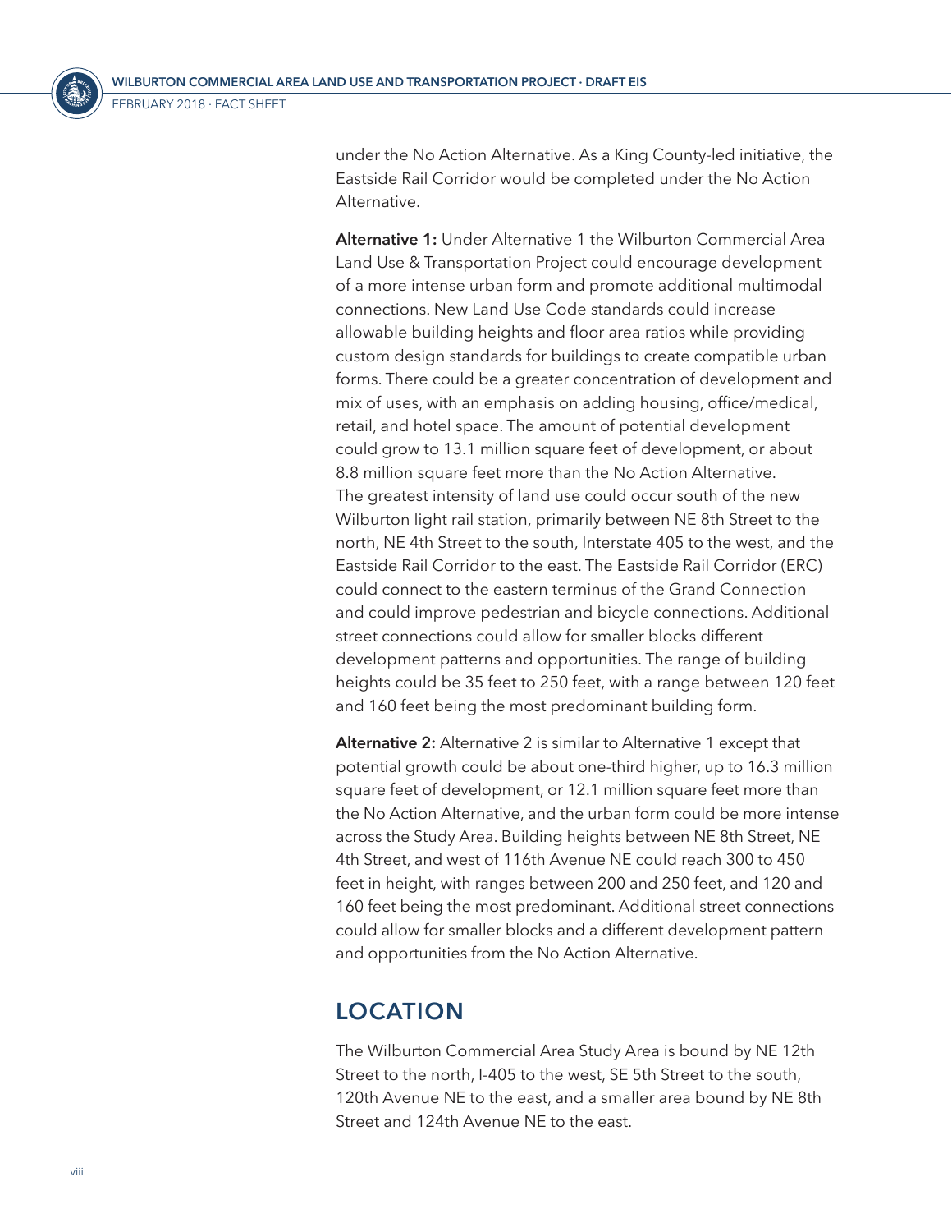under the No Action Alternative. As a King County-led initiative, the Eastside Rail Corridor would be completed under the No Action Alternative.

**Alternative 1:** Under Alternative 1 the Wilburton Commercial Area Land Use & Transportation Project could encourage development of a more intense urban form and promote additional multimodal connections. New Land Use Code standards could increase allowable building heights and floor area ratios while providing custom design standards for buildings to create compatible urban forms. There could be a greater concentration of development and mix of uses, with an emphasis on adding housing, office/medical, retail, and hotel space. The amount of potential development could grow to 13.1 million square feet of development, or about 8.8 million square feet more than the No Action Alternative. The greatest intensity of land use could occur south of the new Wilburton light rail station, primarily between NE 8th Street to the north, NE 4th Street to the south, Interstate 405 to the west, and the Eastside Rail Corridor to the east. The Eastside Rail Corridor (ERC) could connect to the eastern terminus of the Grand Connection and could improve pedestrian and bicycle connections. Additional street connections could allow for smaller blocks different development patterns and opportunities. The range of building heights could be 35 feet to 250 feet, with a range between 120 feet and 160 feet being the most predominant building form.

**Alternative 2:** Alternative 2 is similar to Alternative 1 except that potential growth could be about one-third higher, up to 16.3 million square feet of development, or 12.1 million square feet more than the No Action Alternative, and the urban form could be more intense across the Study Area. Building heights between NE 8th Street, NE 4th Street, and west of 116th Avenue NE could reach 300 to 450 feet in height, with ranges between 200 and 250 feet, and 120 and 160 feet being the most predominant. Additional street connections could allow for smaller blocks and a different development pattern and opportunities from the No Action Alternative.

## LOCATION

The Wilburton Commercial Area Study Area is bound by NE 12th Street to the north, I-405 to the west, SE 5th Street to the south, 120th Avenue NE to the east, and a smaller area bound by NE 8th Street and 124th Avenue NE to the east.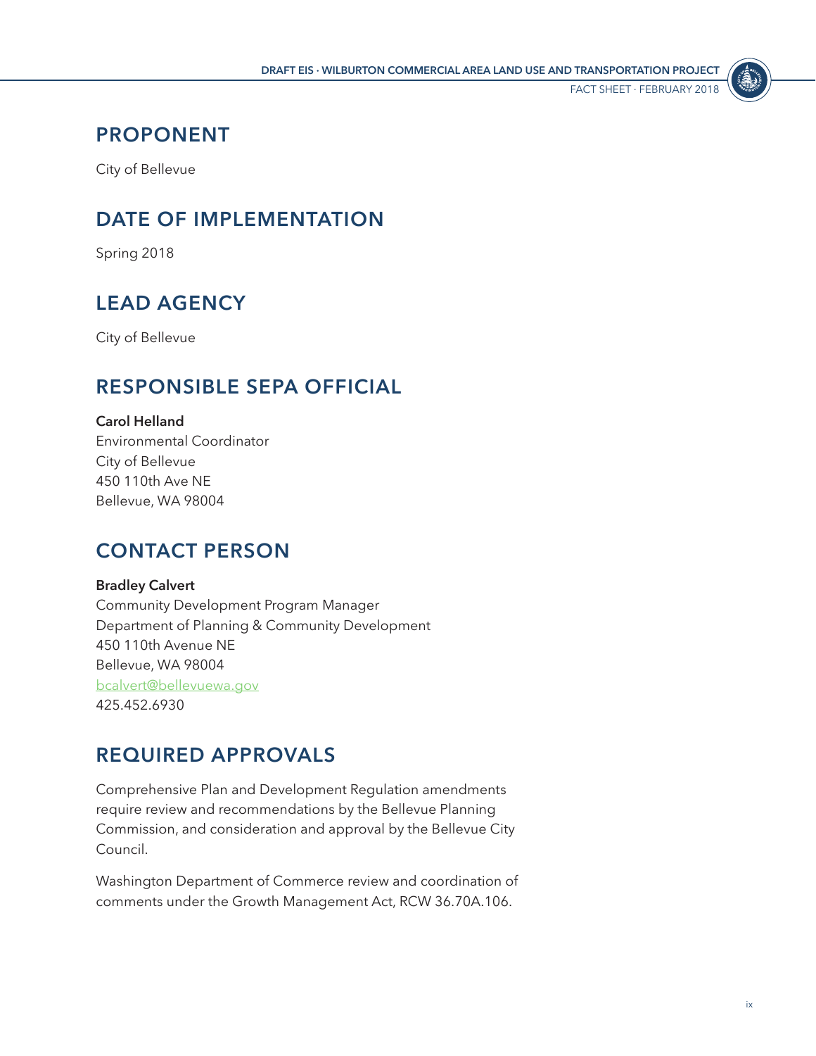## PROPONENT

City of Bellevue

## DATE OF IMPLEMENTATION

Spring 2018

## LEAD AGENCY

City of Bellevue

## RESPONSIBLE SEPA OFFICIAL

**Carol Helland**
Environmental Coordinator
City of Bellevue
450 110th Ave NE
Bellevue, WA 98004

## CONTACT PERSON

**Bradley Calvert**
Community Development Program Manager
Department of Planning & Community Development
450 110th Avenue NE
Bellevue, WA 98004
bcalvert@bellevuewa.gov
425.452.6930

## REQUIRED APPROVALS

Comprehensive Plan and Development Regulation amendments require review and recommendations by the Bellevue Planning Commission, and consideration and approval by the Bellevue City Council.

Washington Department of Commerce review and coordination of comments under the Growth Management Act, RCW 36.70A.106.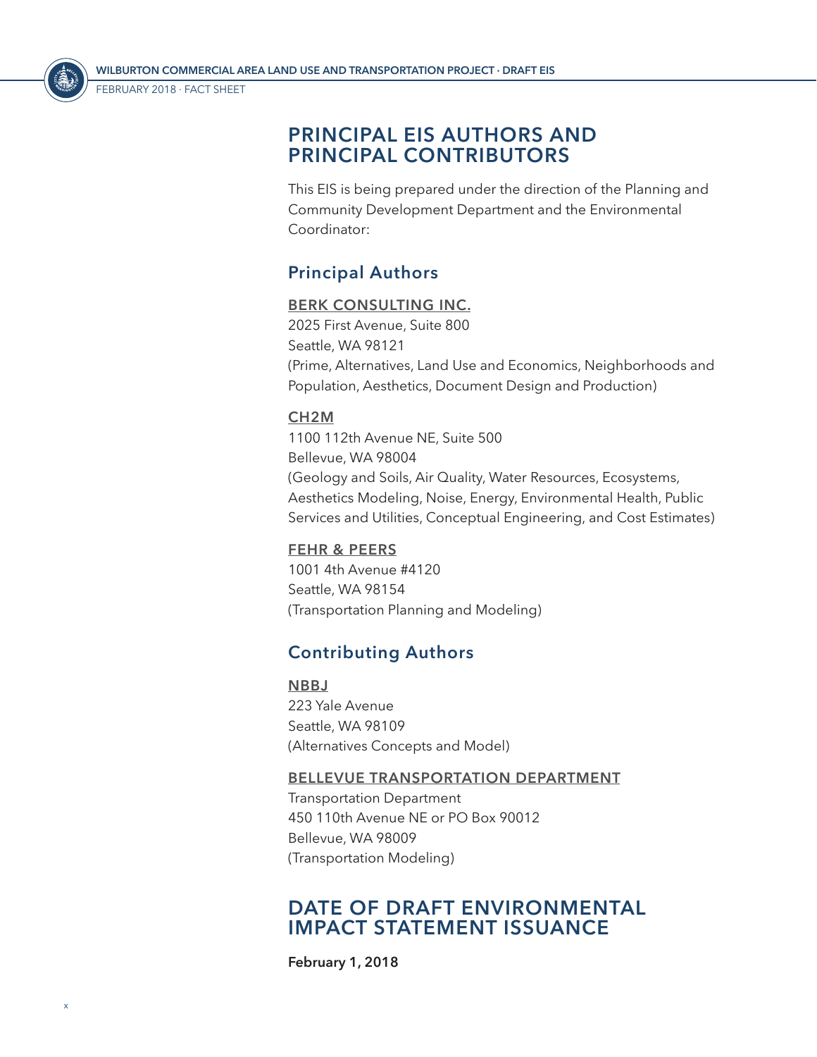# PRINCIPAL EIS AUTHORS AND PRINCIPAL CONTRIBUTORS

This EIS is being prepared under the direction of the Planning and Community Development Department and the Environmental Coordinator:

## Principal Authors

**BERK CONSULTING INC.**
2025 First Avenue, Suite 800
Seattle, WA 98121
(Prime, Alternatives, Land Use and Economics, Neighborhoods and Population, Aesthetics, Document Design and Production)

**CH2M**
1100 112th Avenue NE, Suite 500
Bellevue, WA 98004
(Geology and Soils, Air Quality, Water Resources, Ecosystems, Aesthetics Modeling, Noise, Energy, Environmental Health, Public Services and Utilities, Conceptual Engineering, and Cost Estimates)

**FEHR & PEERS**
1001 4th Avenue #4120
Seattle, WA 98154
(Transportation Planning and Modeling)

## Contributing Authors

**NBBJ**
223 Yale Avenue
Seattle, WA 98109
(Alternatives Concepts and Model)

**BELLEVUE TRANSPORTATION DEPARTMENT**
Transportation Department
450 110th Avenue NE or PO Box 90012
Bellevue, WA 98009
(Transportation Modeling)

# DATE OF DRAFT ENVIRONMENTAL IMPACT STATEMENT ISSUANCE

**February 1, 2018**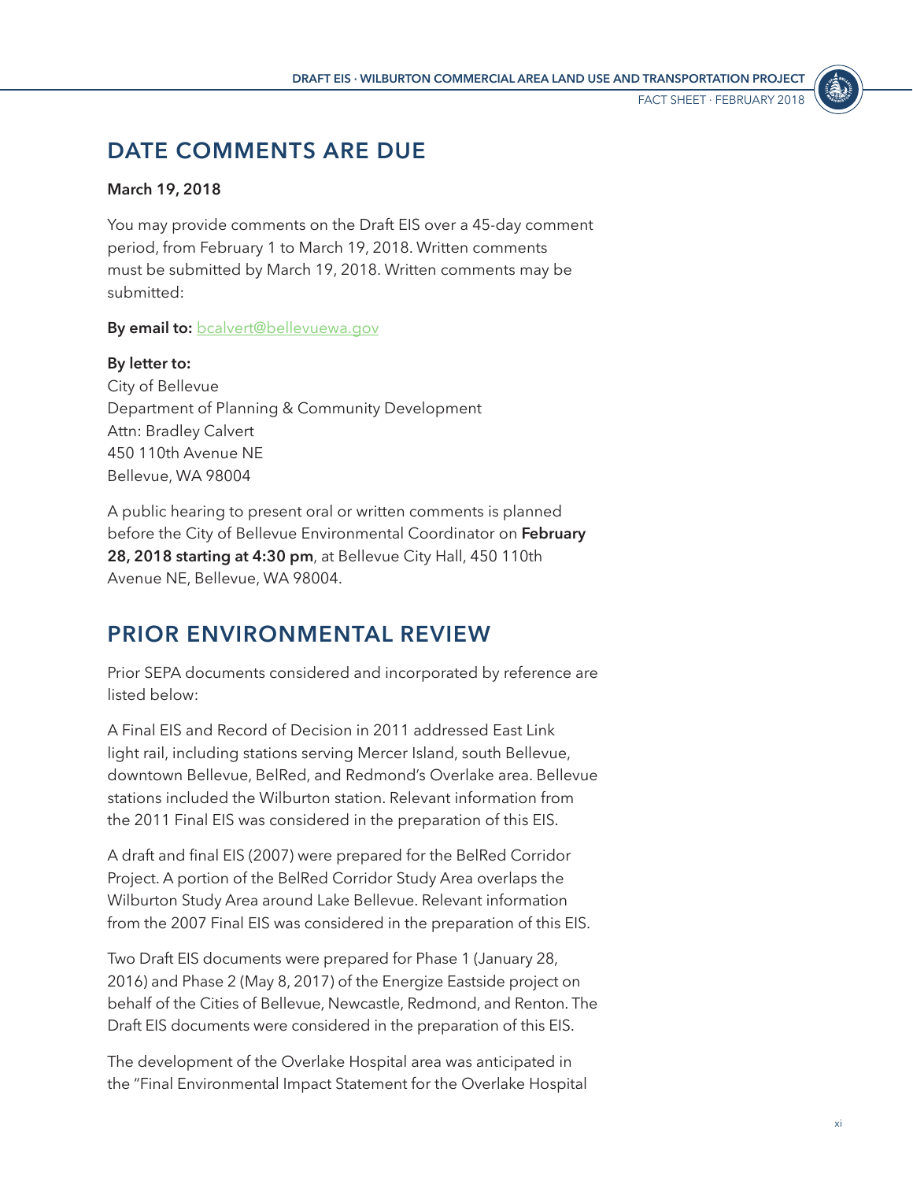## DATE COMMENTS ARE DUE

**March 19, 2018**

You may provide comments on the Draft EIS over a 45-day comment period, from February 1 to March 19, 2018. Written comments must be submitted by March 19, 2018. Written comments may be submitted:

**By email to:** bcalvert@bellevuewa.gov

**By letter to:**
City of Bellevue
Department of Planning & Community Development
Attn: Bradley Calvert
450 110th Avenue NE
Bellevue, WA 98004

A public hearing to present oral or written comments is planned before the City of Bellevue Environmental Coordinator on **February 28, 2018 starting at 4:30 pm**, at Bellevue City Hall, 450 110th Avenue NE, Bellevue, WA 98004.

## PRIOR ENVIRONMENTAL REVIEW

Prior SEPA documents considered and incorporated by reference are listed below:

A Final EIS and Record of Decision in 2011 addressed East Link light rail, including stations serving Mercer Island, south Bellevue, downtown Bellevue, BelRed, and Redmond's Overlake area. Bellevue stations included the Wilburton station. Relevant information from the 2011 Final EIS was considered in the preparation of this EIS.

A draft and final EIS (2007) were prepared for the BelRed Corridor Project. A portion of the BelRed Corridor Study Area overlaps the Wilburton Study Area around Lake Bellevue. Relevant information from the 2007 Final EIS was considered in the preparation of this EIS.

Two Draft EIS documents were prepared for Phase 1 (January 28, 2016) and Phase 2 (May 8, 2017) of the Energize Eastside project on behalf of the Cities of Bellevue, Newcastle, Redmond, and Renton. The Draft EIS documents were considered in the preparation of this EIS.

The development of the Overlake Hospital area was anticipated in the "Final Environmental Impact Statement for the Overlake Hospital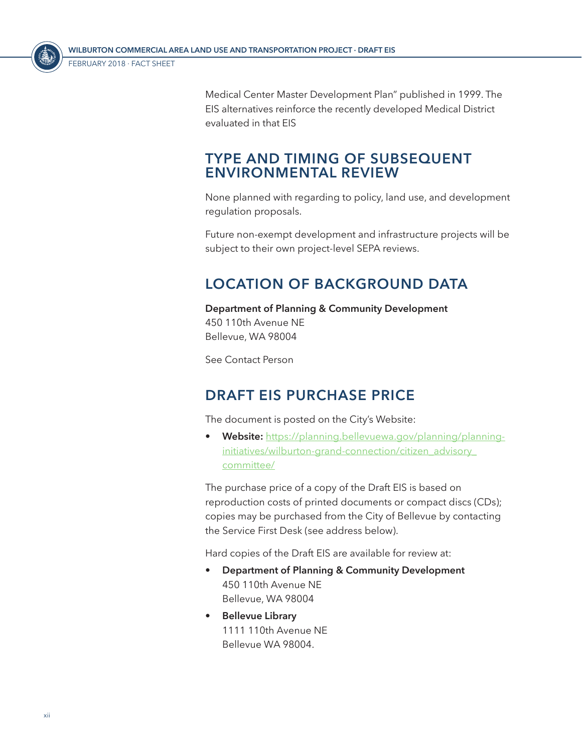Medical Center Master Development Plan" published in 1999. The EIS alternatives reinforce the recently developed Medical District evaluated in that EIS

## TYPE AND TIMING OF SUBSEQUENT ENVIRONMENTAL REVIEW

None planned with regarding to policy, land use, and development regulation proposals.

Future non-exempt development and infrastructure projects will be subject to their own project-level SEPA reviews.

## LOCATION OF BACKGROUND DATA

**Department of Planning & Community Development**
450 110th Avenue NE
Bellevue, WA 98004

See Contact Person

## DRAFT EIS PURCHASE PRICE

The document is posted on the City's Website:

- **Website:** [https://planning.bellevuewa.gov/planning/planning-initiatives/wilburton-grand-connection/citizen_advisory_committee/](https://planning.bellevuewa.gov/planning/planning-initiatives/wilburton-grand-connection/citizen_advisory_committee/)

The purchase price of a copy of the Draft EIS is based on reproduction costs of printed documents or compact discs (CDs); copies may be purchased from the City of Bellevue by contacting the Service First Desk (see address below).

Hard copies of the Draft EIS are available for review at:

- **Department of Planning & Community Development**
  450 110th Avenue NE
  Bellevue, WA 98004
- **Bellevue Library**
  1111 110th Avenue NE
  Bellevue WA 98004.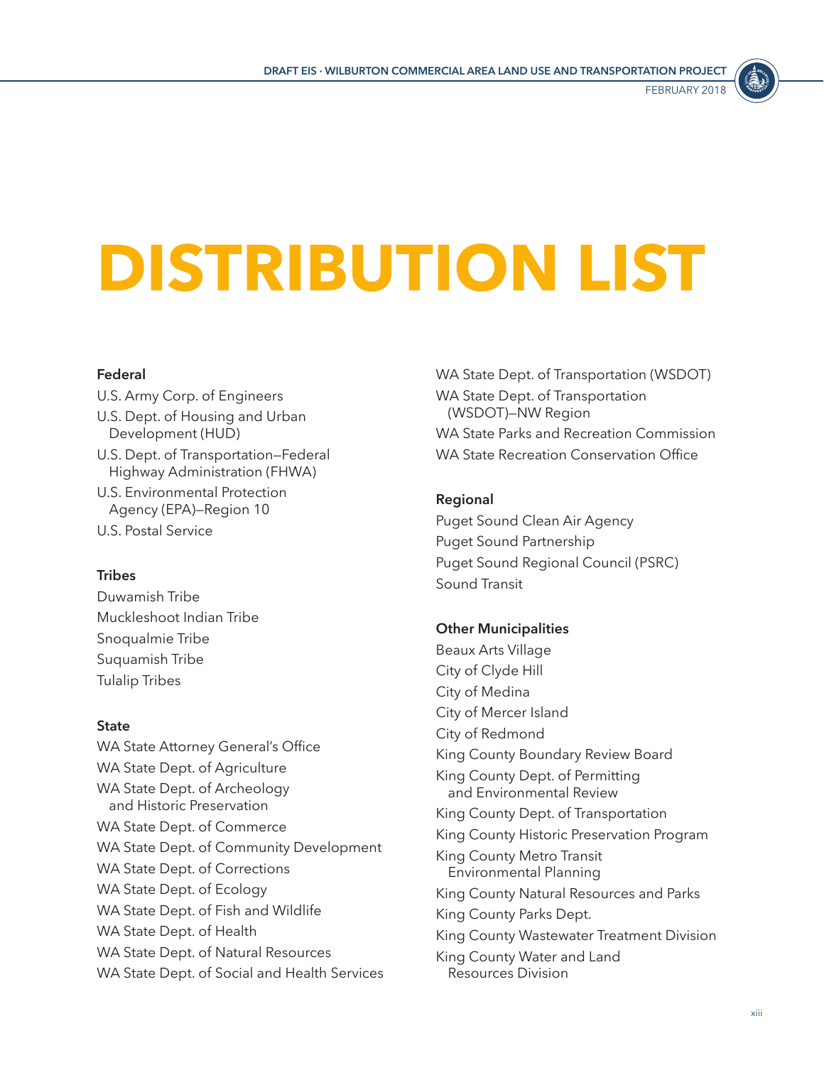# DISTRIBUTION LIST

**Federal**

U.S. Army Corp. of Engineers

U.S. Dept. of Housing and Urban Development (HUD)

U.S. Dept. of Transportation—Federal Highway Administration (FHWA)

U.S. Environmental Protection Agency (EPA)—Region 10

U.S. Postal Service

**Tribes**

Duwamish Tribe

Muckleshoot Indian Tribe

Snoqualmie Tribe

Suquamish Tribe

Tulalip Tribes

**State**

WA State Attorney General's Office

WA State Dept. of Agriculture

WA State Dept. of Archeology and Historic Preservation

WA State Dept. of Commerce

WA State Dept. of Community Development

WA State Dept. of Corrections

WA State Dept. of Ecology

WA State Dept. of Fish and Wildlife

WA State Dept. of Health

WA State Dept. of Natural Resources

WA State Dept. of Social and Health Services

WA State Dept. of Transportation (WSDOT)

WA State Dept. of Transportation (WSDOT)—NW Region

WA State Parks and Recreation Commission

WA State Recreation Conservation Office

**Regional**

Puget Sound Clean Air Agency

Puget Sound Partnership

Puget Sound Regional Council (PSRC)

Sound Transit

**Other Municipalities**

Beaux Arts Village

City of Clyde Hill

City of Medina

City of Mercer Island

City of Redmond

King County Boundary Review Board

King County Dept. of Permitting and Environmental Review

King County Dept. of Transportation

King County Historic Preservation Program

King County Metro Transit Environmental Planning

King County Natural Resources and Parks

King County Parks Dept.

King County Wastewater Treatment Division

King County Water and Land Resources Division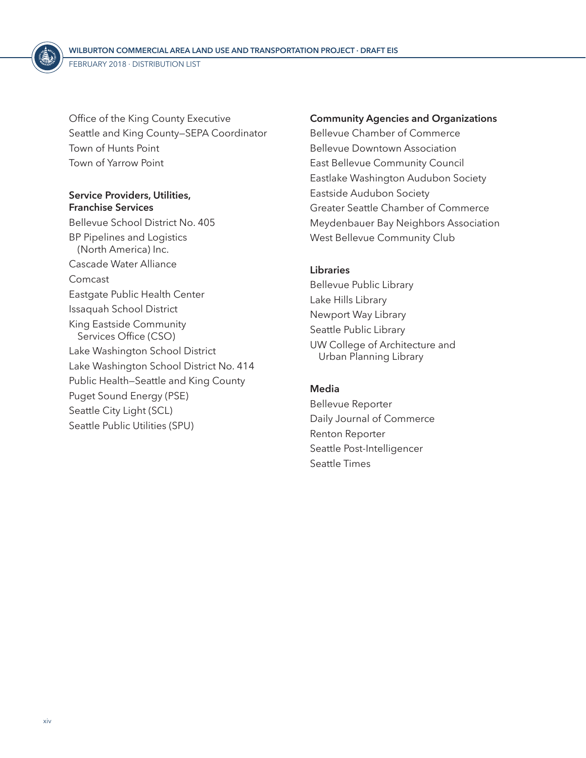Office of the King County Executive
Seattle and King County—SEPA Coordinator
Town of Hunts Point
Town of Yarrow Point

**Service Providers, Utilities, Franchise Services**

Bellevue School District No. 405
BP Pipelines and Logistics (North America) Inc.
Cascade Water Alliance
Comcast
Eastgate Public Health Center
Issaquah School District
King Eastside Community Services Office (CSO)
Lake Washington School District
Lake Washington School District No. 414
Public Health—Seattle and King County
Puget Sound Energy (PSE)
Seattle City Light (SCL)
Seattle Public Utilities (SPU)

**Community Agencies and Organizations**

Bellevue Chamber of Commerce
Bellevue Downtown Association
East Bellevue Community Council
Eastlake Washington Audubon Society
Eastside Audubon Society
Greater Seattle Chamber of Commerce
Meydenbauer Bay Neighbors Association
West Bellevue Community Club

**Libraries**

Bellevue Public Library
Lake Hills Library
Newport Way Library
Seattle Public Library
UW College of Architecture and Urban Planning Library

**Media**

Bellevue Reporter
Daily Journal of Commerce
Renton Reporter
Seattle Post-Intelligencer
Seattle Times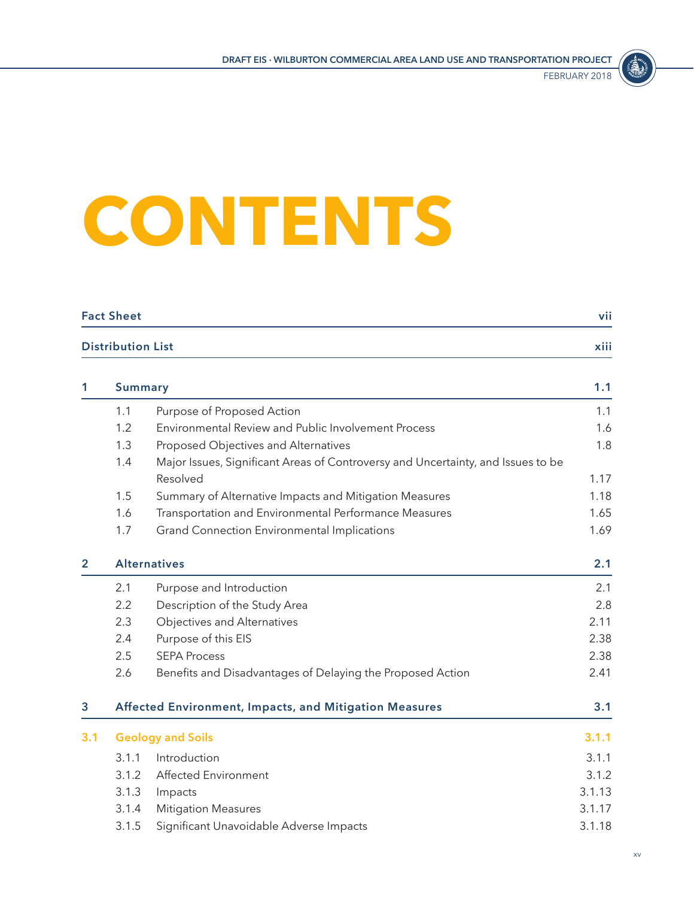# CONTENTS

| | | |
|---|---|---|
| **Fact Sheet** | | **vii** |
| **Distribution List** | | **xiii** |
| **1** | **Summary** | **1.1** |
| 1.1 | Purpose of Proposed Action | 1.1 |
| 1.2 | Environmental Review and Public Involvement Process | 1.6 |
| 1.3 | Proposed Objectives and Alternatives | 1.8 |
| 1.4 | Major Issues, Significant Areas of Controversy and Uncertainty, and Issues to be Resolved | 1.17 |
| 1.5 | Summary of Alternative Impacts and Mitigation Measures | 1.18 |
| 1.6 | Transportation and Environmental Performance Measures | 1.65 |
| 1.7 | Grand Connection Environmental Implications | 1.69 |
| **2** | **Alternatives** | **2.1** |
| 2.1 | Purpose and Introduction | 2.1 |
| 2.2 | Description of the Study Area | 2.8 |
| 2.3 | Objectives and Alternatives | 2.11 |
| 2.4 | Purpose of this EIS | 2.38 |
| 2.5 | SEPA Process | 2.38 |
| 2.6 | Benefits and Disadvantages of Delaying the Proposed Action | 2.41 |
| **3** | **Affected Environment, Impacts, and Mitigation Measures** | **3.1** |
| **3.1** | **Geology and Soils** | **3.1.1** |
| 3.1.1 | Introduction | 3.1.1 |
| 3.1.2 | Affected Environment | 3.1.2 |
| 3.1.3 | Impacts | 3.1.13 |
| 3.1.4 | Mitigation Measures | 3.1.17 |
| 3.1.5 | Significant Unavoidable Adverse Impacts | 3.1.18 |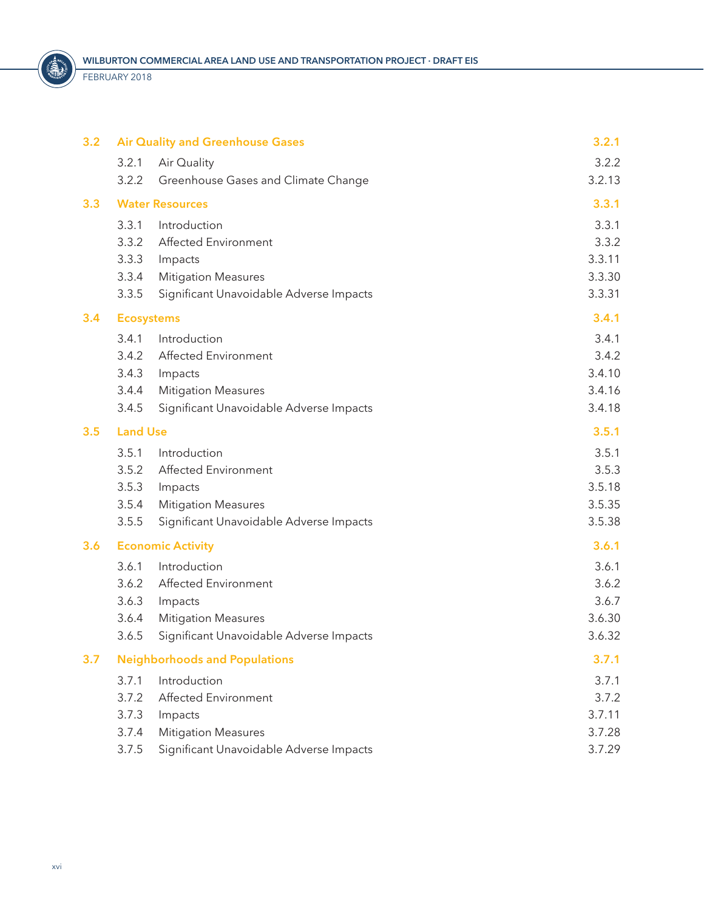| | | |
|---|---|---|
| **3.2** | **Air Quality and Greenhouse Gases** | **3.2.1** |
| 3.2.1 | Air Quality | 3.2.2 |
| 3.2.2 | Greenhouse Gases and Climate Change | 3.2.13 |
| **3.3** | **Water Resources** | **3.3.1** |
| 3.3.1 | Introduction | 3.3.1 |
| 3.3.2 | Affected Environment | 3.3.2 |
| 3.3.3 | Impacts | 3.3.11 |
| 3.3.4 | Mitigation Measures | 3.3.30 |
| 3.3.5 | Significant Unavoidable Adverse Impacts | 3.3.31 |
| **3.4** | **Ecosystems** | **3.4.1** |
| 3.4.1 | Introduction | 3.4.1 |
| 3.4.2 | Affected Environment | 3.4.2 |
| 3.4.3 | Impacts | 3.4.10 |
| 3.4.4 | Mitigation Measures | 3.4.16 |
| 3.4.5 | Significant Unavoidable Adverse Impacts | 3.4.18 |
| **3.5** | **Land Use** | **3.5.1** |
| 3.5.1 | Introduction | 3.5.1 |
| 3.5.2 | Affected Environment | 3.5.3 |
| 3.5.3 | Impacts | 3.5.18 |
| 3.5.4 | Mitigation Measures | 3.5.35 |
| 3.5.5 | Significant Unavoidable Adverse Impacts | 3.5.38 |
| **3.6** | **Economic Activity** | **3.6.1** |
| 3.6.1 | Introduction | 3.6.1 |
| 3.6.2 | Affected Environment | 3.6.2 |
| 3.6.3 | Impacts | 3.6.7 |
| 3.6.4 | Mitigation Measures | 3.6.30 |
| 3.6.5 | Significant Unavoidable Adverse Impacts | 3.6.32 |
| **3.7** | **Neighborhoods and Populations** | **3.7.1** |
| 3.7.1 | Introduction | 3.7.1 |
| 3.7.2 | Affected Environment | 3.7.2 |
| 3.7.3 | Impacts | 3.7.11 |
| 3.7.4 | Mitigation Measures | 3.7.28 |
| 3.7.5 | Significant Unavoidable Adverse Impacts | 3.7.29 |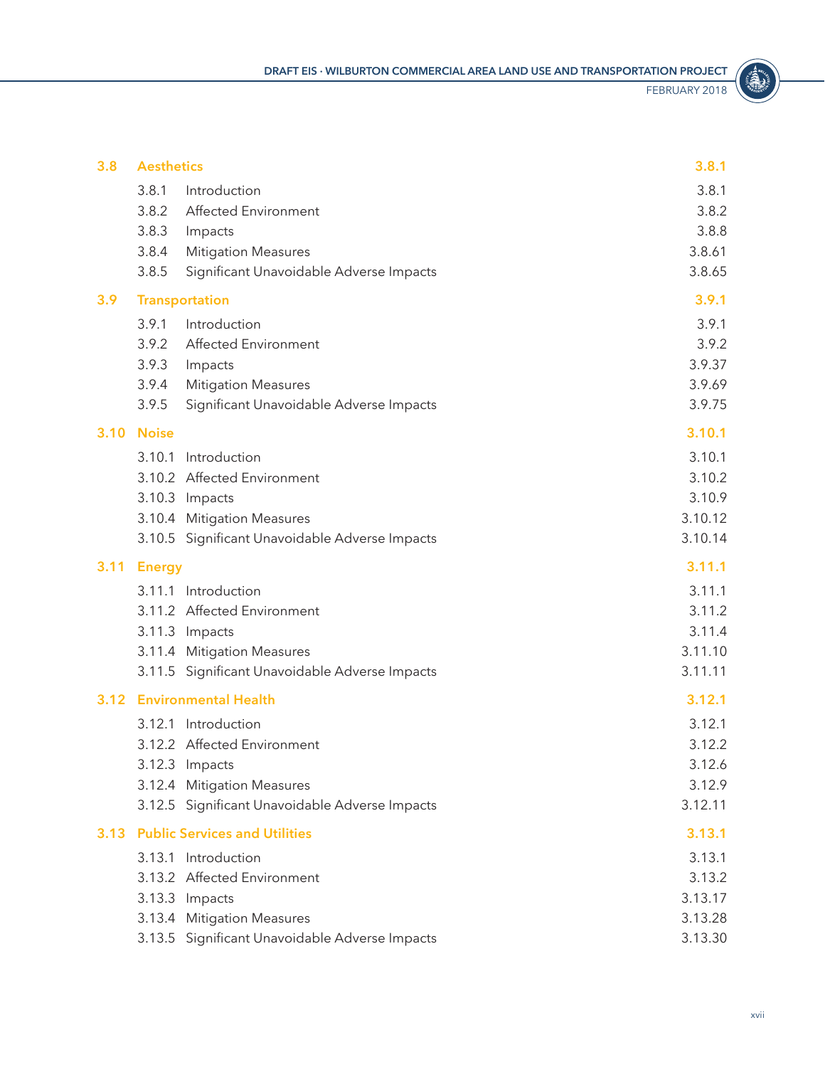| | | |
|---|---|---|
| **3.8** | **Aesthetics** | **3.8.1** |
| 3.8.1 | Introduction | 3.8.1 |
| 3.8.2 | Affected Environment | 3.8.2 |
| 3.8.3 | Impacts | 3.8.8 |
| 3.8.4 | Mitigation Measures | 3.8.61 |
| 3.8.5 | Significant Unavoidable Adverse Impacts | 3.8.65 |
| **3.9** | **Transportation** | **3.9.1** |
| 3.9.1 | Introduction | 3.9.1 |
| 3.9.2 | Affected Environment | 3.9.2 |
| 3.9.3 | Impacts | 3.9.37 |
| 3.9.4 | Mitigation Measures | 3.9.69 |
| 3.9.5 | Significant Unavoidable Adverse Impacts | 3.9.75 |
| **3.10** | **Noise** | **3.10.1** |
| 3.10.1 | Introduction | 3.10.1 |
| 3.10.2 | Affected Environment | 3.10.2 |
| 3.10.3 | Impacts | 3.10.9 |
| 3.10.4 | Mitigation Measures | 3.10.12 |
| 3.10.5 | Significant Unavoidable Adverse Impacts | 3.10.14 |
| **3.11** | **Energy** | **3.11.1** |
| 3.11.1 | Introduction | 3.11.1 |
| 3.11.2 | Affected Environment | 3.11.2 |
| 3.11.3 | Impacts | 3.11.4 |
| 3.11.4 | Mitigation Measures | 3.11.10 |
| 3.11.5 | Significant Unavoidable Adverse Impacts | 3.11.11 |
| **3.12** | **Environmental Health** | **3.12.1** |
| 3.12.1 | Introduction | 3.12.1 |
| 3.12.2 | Affected Environment | 3.12.2 |
| 3.12.3 | Impacts | 3.12.6 |
| 3.12.4 | Mitigation Measures | 3.12.9 |
| 3.12.5 | Significant Unavoidable Adverse Impacts | 3.12.11 |
| **3.13** | **Public Services and Utilities** | **3.13.1** |
| 3.13.1 | Introduction | 3.13.1 |
| 3.13.2 | Affected Environment | 3.13.2 |
| 3.13.3 | Impacts | 3.13.17 |
| 3.13.4 | Mitigation Measures | 3.13.28 |
| 3.13.5 | Significant Unavoidable Adverse Impacts | 3.13.30 |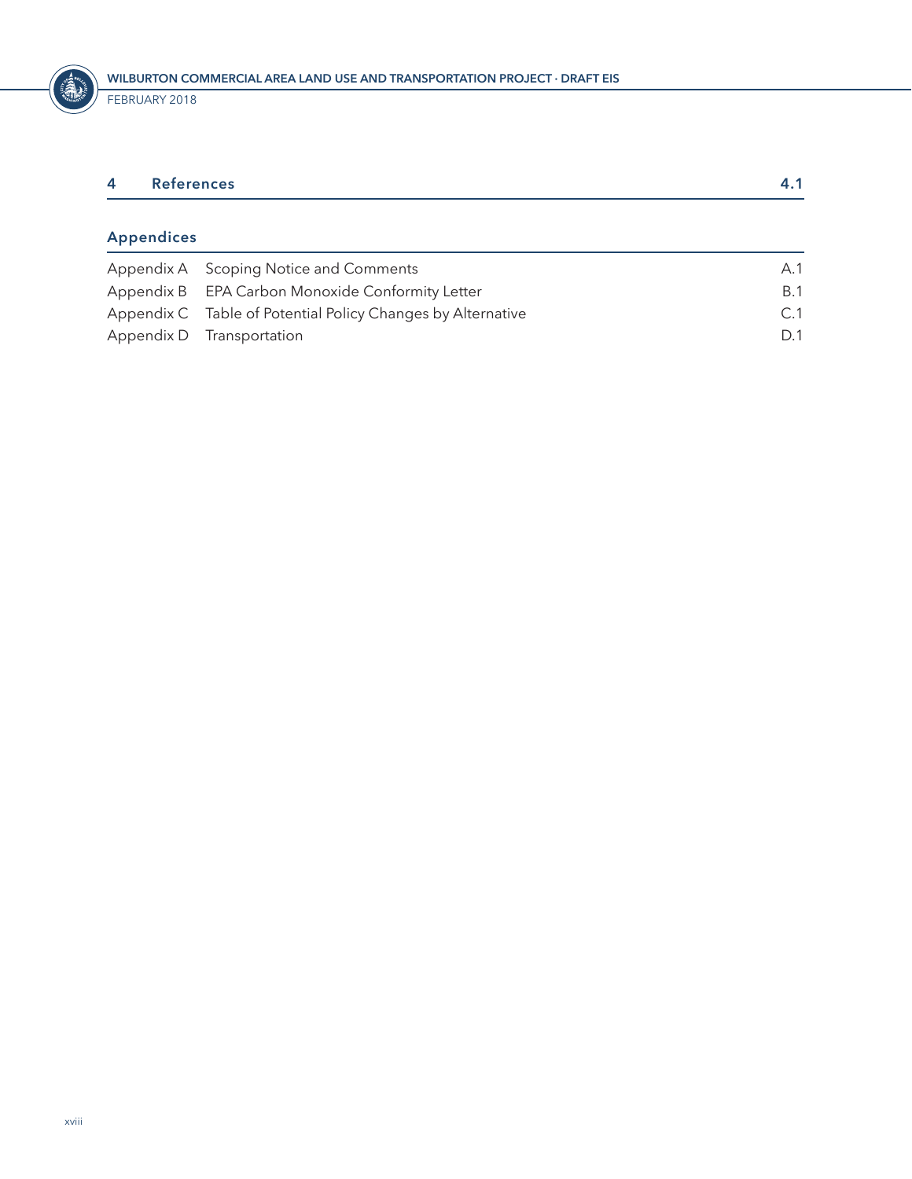| 4 | References | 4.1 |
|---|---|---|

## Appendices

| | | |
|---|---|---|
| Appendix A | Scoping Notice and Comments | A.1 |
| Appendix B | EPA Carbon Monoxide Conformity Letter | B.1 |
| Appendix C | Table of Potential Policy Changes by Alternative | C.1 |
| Appendix D | Transportation | D.1 |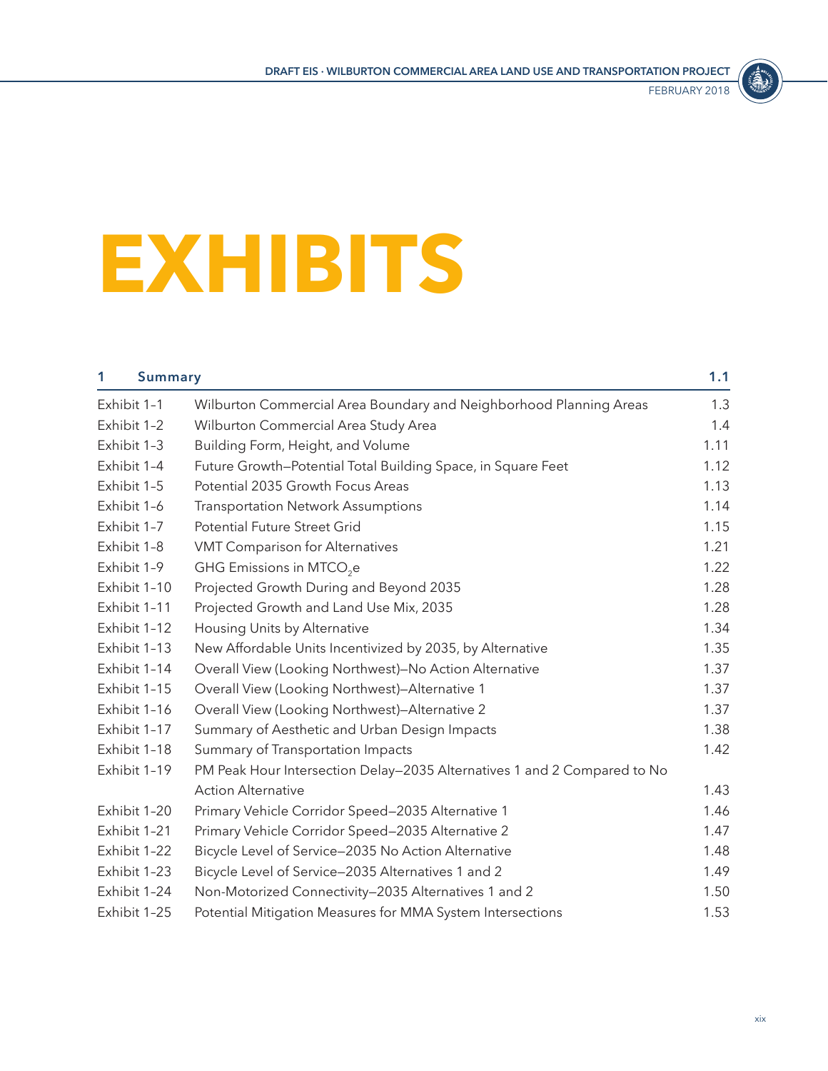# EXHIBITS

| 1 | Summary | 1.1 |
|---|---|---|
| Exhibit 1–1 | Wilburton Commercial Area Boundary and Neighborhood Planning Areas | 1.3 |
| Exhibit 1–2 | Wilburton Commercial Area Study Area | 1.4 |
| Exhibit 1–3 | Building Form, Height, and Volume | 1.11 |
| Exhibit 1–4 | Future Growth—Potential Total Building Space, in Square Feet | 1.12 |
| Exhibit 1–5 | Potential 2035 Growth Focus Areas | 1.13 |
| Exhibit 1–6 | Transportation Network Assumptions | 1.14 |
| Exhibit 1–7 | Potential Future Street Grid | 1.15 |
| Exhibit 1–8 | VMT Comparison for Alternatives | 1.21 |
| Exhibit 1–9 | GHG Emissions in $MTCO_2e$ | 1.22 |
| Exhibit 1–10 | Projected Growth During and Beyond 2035 | 1.28 |
| Exhibit 1–11 | Projected Growth and Land Use Mix, 2035 | 1.28 |
| Exhibit 1–12 | Housing Units by Alternative | 1.34 |
| Exhibit 1–13 | New Affordable Units Incentivized by 2035, by Alternative | 1.35 |
| Exhibit 1–14 | Overall View (Looking Northwest)—No Action Alternative | 1.37 |
| Exhibit 1–15 | Overall View (Looking Northwest)—Alternative 1 | 1.37 |
| Exhibit 1–16 | Overall View (Looking Northwest)—Alternative 2 | 1.37 |
| Exhibit 1–17 | Summary of Aesthetic and Urban Design Impacts | 1.38 |
| Exhibit 1–18 | Summary of Transportation Impacts | 1.42 |
| Exhibit 1–19 | PM Peak Hour Intersection Delay—2035 Alternatives 1 and 2 Compared to No Action Alternative | 1.43 |
| Exhibit 1–20 | Primary Vehicle Corridor Speed—2035 Alternative 1 | 1.46 |
| Exhibit 1–21 | Primary Vehicle Corridor Speed—2035 Alternative 2 | 1.47 |
| Exhibit 1–22 | Bicycle Level of Service—2035 No Action Alternative | 1.48 |
| Exhibit 1–23 | Bicycle Level of Service—2035 Alternatives 1 and 2 | 1.49 |
| Exhibit 1–24 | Non-Motorized Connectivity—2035 Alternatives 1 and 2 | 1.50 |
| Exhibit 1–25 | Potential Mitigation Measures for MMA System Intersections | 1.53 |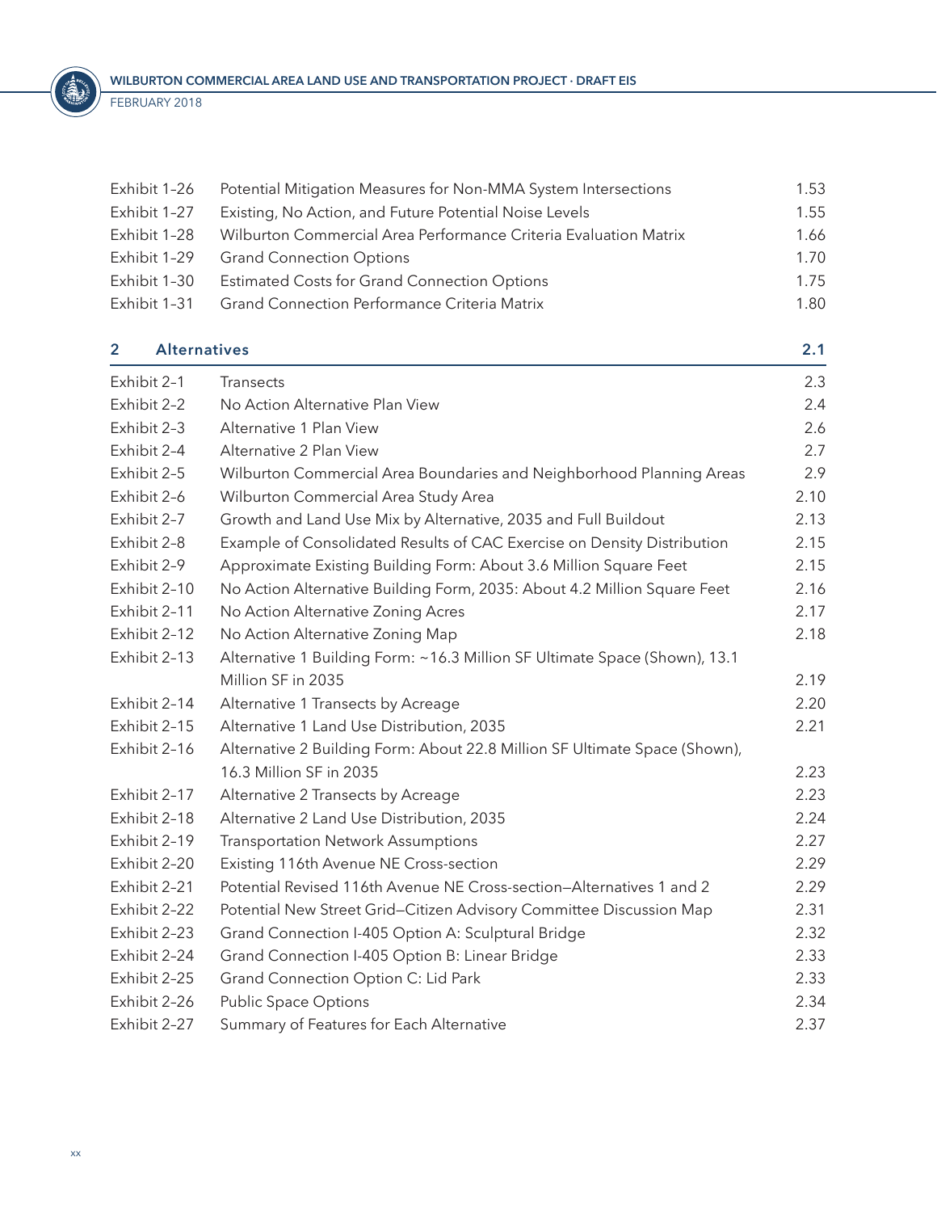| | | |
|---|---|---|
| Exhibit 1–26 | Potential Mitigation Measures for Non-MMA System Intersections | 1.53 |
| Exhibit 1–27 | Existing, No Action, and Future Potential Noise Levels | 1.55 |
| Exhibit 1–28 | Wilburton Commercial Area Performance Criteria Evaluation Matrix | 1.66 |
| Exhibit 1–29 | Grand Connection Options | 1.70 |
| Exhibit 1–30 | Estimated Costs for Grand Connection Options | 1.75 |
| Exhibit 1–31 | Grand Connection Performance Criteria Matrix | 1.80 |

## 2 Alternatives 2.1

| | | |
|---|---|---|
| Exhibit 2–1 | Transects | 2.3 |
| Exhibit 2–2 | No Action Alternative Plan View | 2.4 |
| Exhibit 2–3 | Alternative 1 Plan View | 2.6 |
| Exhibit 2–4 | Alternative 2 Plan View | 2.7 |
| Exhibit 2–5 | Wilburton Commercial Area Boundaries and Neighborhood Planning Areas | 2.9 |
| Exhibit 2–6 | Wilburton Commercial Area Study Area | 2.10 |
| Exhibit 2–7 | Growth and Land Use Mix by Alternative, 2035 and Full Buildout | 2.13 |
| Exhibit 2–8 | Example of Consolidated Results of CAC Exercise on Density Distribution | 2.15 |
| Exhibit 2–9 | Approximate Existing Building Form: About 3.6 Million Square Feet | 2.15 |
| Exhibit 2–10 | No Action Alternative Building Form, 2035: About 4.2 Million Square Feet | 2.16 |
| Exhibit 2–11 | No Action Alternative Zoning Acres | 2.17 |
| Exhibit 2–12 | No Action Alternative Zoning Map | 2.18 |
| Exhibit 2–13 | Alternative 1 Building Form: ~16.3 Million SF Ultimate Space (Shown), 13.1 Million SF in 2035 | 2.19 |
| Exhibit 2–14 | Alternative 1 Transects by Acreage | 2.20 |
| Exhibit 2–15 | Alternative 1 Land Use Distribution, 2035 | 2.21 |
| Exhibit 2–16 | Alternative 2 Building Form: About 22.8 Million SF Ultimate Space (Shown), 16.3 Million SF in 2035 | 2.23 |
| Exhibit 2–17 | Alternative 2 Transects by Acreage | 2.23 |
| Exhibit 2–18 | Alternative 2 Land Use Distribution, 2035 | 2.24 |
| Exhibit 2–19 | Transportation Network Assumptions | 2.27 |
| Exhibit 2–20 | Existing 116th Avenue NE Cross-section | 2.29 |
| Exhibit 2–21 | Potential Revised 116th Avenue NE Cross-section—Alternatives 1 and 2 | 2.29 |
| Exhibit 2–22 | Potential New Street Grid—Citizen Advisory Committee Discussion Map | 2.31 |
| Exhibit 2–23 | Grand Connection I-405 Option A: Sculptural Bridge | 2.32 |
| Exhibit 2–24 | Grand Connection I-405 Option B: Linear Bridge | 2.33 |
| Exhibit 2–25 | Grand Connection Option C: Lid Park | 2.33 |
| Exhibit 2–26 | Public Space Options | 2.34 |
| Exhibit 2–27 | Summary of Features for Each Alternative | 2.37 |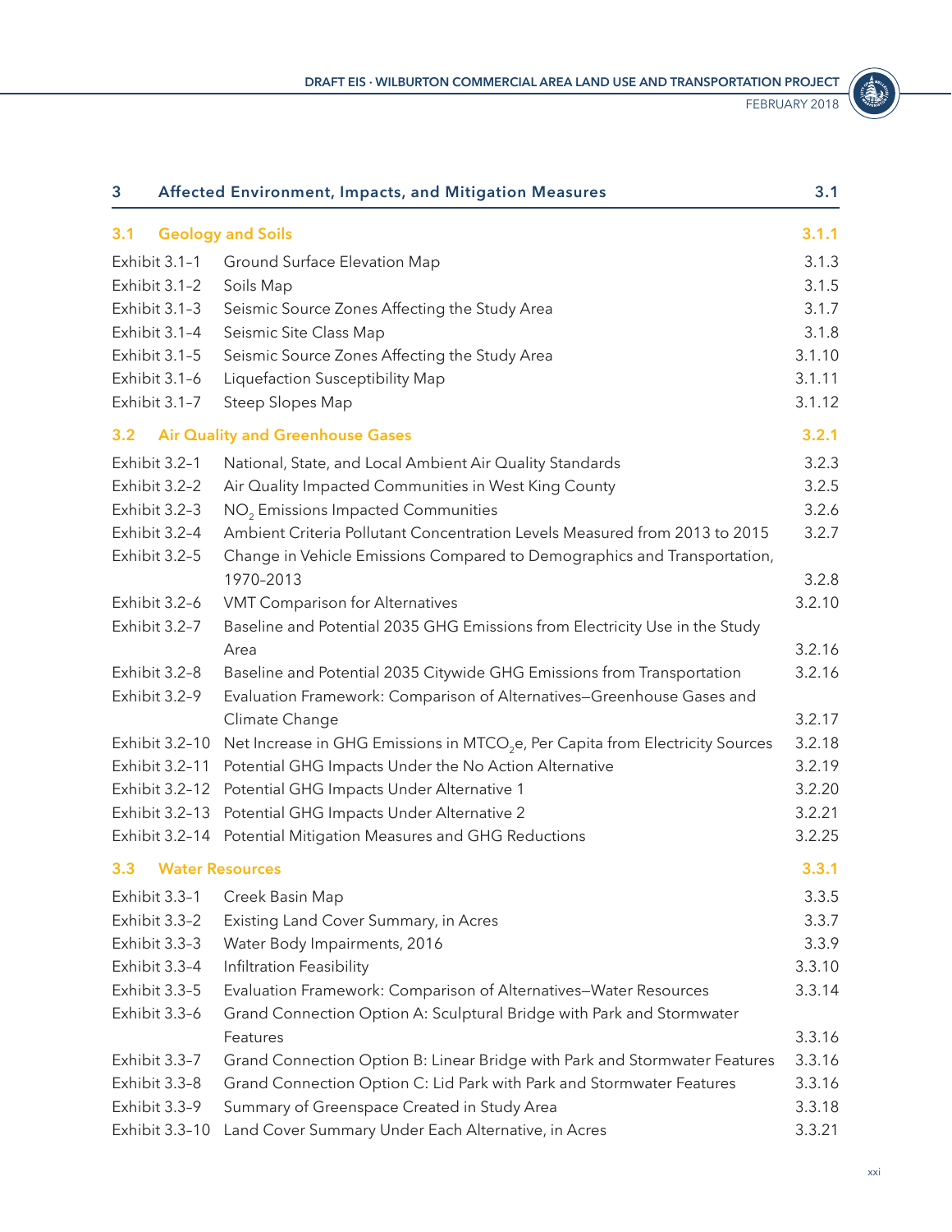| 3 | Affected Environment, Impacts, and Mitigation Measures | 3.1 |
|---|---|---|
| **3.1** | **Geology and Soils** | **3.1.1** |
| Exhibit 3.1–1 | Ground Surface Elevation Map | 3.1.3 |
| Exhibit 3.1–2 | Soils Map | 3.1.5 |
| Exhibit 3.1–3 | Seismic Source Zones Affecting the Study Area | 3.1.7 |
| Exhibit 3.1–4 | Seismic Site Class Map | 3.1.8 |
| Exhibit 3.1–5 | Seismic Source Zones Affecting the Study Area | 3.1.10 |
| Exhibit 3.1–6 | Liquefaction Susceptibility Map | 3.1.11 |
| Exhibit 3.1–7 | Steep Slopes Map | 3.1.12 |
| **3.2** | **Air Quality and Greenhouse Gases** | **3.2.1** |
| Exhibit 3.2–1 | National, State, and Local Ambient Air Quality Standards | 3.2.3 |
| Exhibit 3.2–2 | Air Quality Impacted Communities in West King County | 3.2.5 |
| Exhibit 3.2–3 | $NO_2$ Emissions Impacted Communities | 3.2.6 |
| Exhibit 3.2–4 | Ambient Criteria Pollutant Concentration Levels Measured from 2013 to 2015 | 3.2.7 |
| Exhibit 3.2–5 | Change in Vehicle Emissions Compared to Demographics and Transportation, 1970–2013 | 3.2.8 |
| Exhibit 3.2–6 | VMT Comparison for Alternatives | 3.2.10 |
| Exhibit 3.2–7 | Baseline and Potential 2035 GHG Emissions from Electricity Use in the Study Area | 3.2.16 |
| Exhibit 3.2–8 | Baseline and Potential 2035 Citywide GHG Emissions from Transportation | 3.2.16 |
| Exhibit 3.2–9 | Evaluation Framework: Comparison of Alternatives—Greenhouse Gases and Climate Change | 3.2.17 |
| Exhibit 3.2–10 | Net Increase in GHG Emissions in $MTCO_2e$, Per Capita from Electricity Sources | 3.2.18 |
| Exhibit 3.2–11 | Potential GHG Impacts Under the No Action Alternative | 3.2.19 |
| Exhibit 3.2–12 | Potential GHG Impacts Under Alternative 1 | 3.2.20 |
| Exhibit 3.2–13 | Potential GHG Impacts Under Alternative 2 | 3.2.21 |
| Exhibit 3.2–14 | Potential Mitigation Measures and GHG Reductions | 3.2.25 |
| **3.3** | **Water Resources** | **3.3.1** |
| Exhibit 3.3–1 | Creek Basin Map | 3.3.5 |
| Exhibit 3.3–2 | Existing Land Cover Summary, in Acres | 3.3.7 |
| Exhibit 3.3–3 | Water Body Impairments, 2016 | 3.3.9 |
| Exhibit 3.3–4 | Infiltration Feasibility | 3.3.10 |
| Exhibit 3.3–5 | Evaluation Framework: Comparison of Alternatives—Water Resources | 3.3.14 |
| Exhibit 3.3–6 | Grand Connection Option A: Sculptural Bridge with Park and Stormwater Features | 3.3.16 |
| Exhibit 3.3–7 | Grand Connection Option B: Linear Bridge with Park and Stormwater Features | 3.3.16 |
| Exhibit 3.3–8 | Grand Connection Option C: Lid Park with Park and Stormwater Features | 3.3.16 |
| Exhibit 3.3–9 | Summary of Greenspace Created in Study Area | 3.3.18 |
| Exhibit 3.3–10 | Land Cover Summary Under Each Alternative, in Acres | 3.3.21 |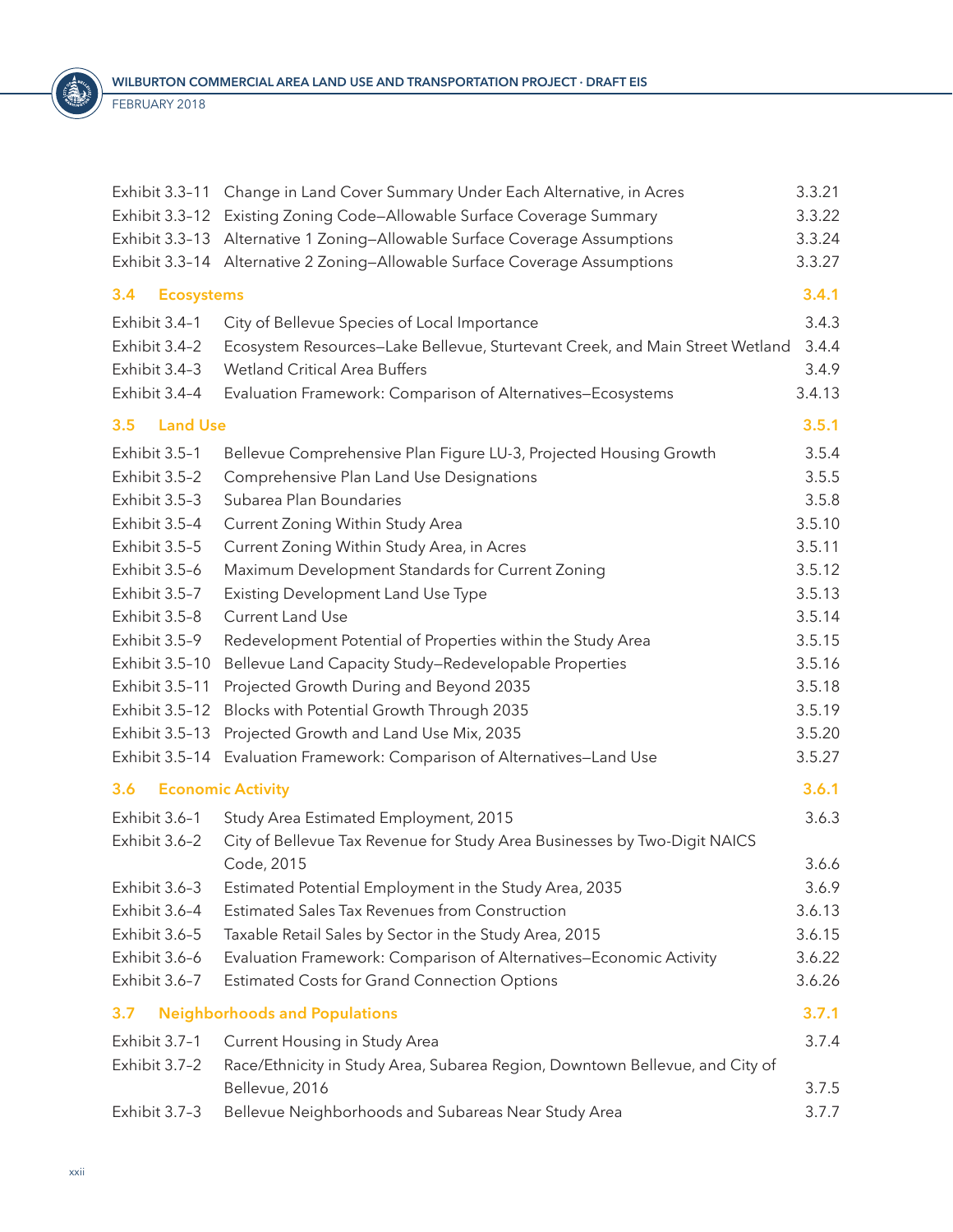| | | |
|---|---|---|
| Exhibit 3.3–11 | Change in Land Cover Summary Under Each Alternative, in Acres | 3.3.21 |
| Exhibit 3.3–12 | Existing Zoning Code—Allowable Surface Coverage Summary | 3.3.22 |
| Exhibit 3.3–13 | Alternative 1 Zoning—Allowable Surface Coverage Assumptions | 3.3.24 |
| Exhibit 3.3–14 | Alternative 2 Zoning—Allowable Surface Coverage Assumptions | 3.3.27 |

### 3.4 Ecosystems — 3.4.1

| | | |
|---|---|---|
| Exhibit 3.4–1 | City of Bellevue Species of Local Importance | 3.4.3 |
| Exhibit 3.4–2 | Ecosystem Resources—Lake Bellevue, Sturtevant Creek, and Main Street Wetland | 3.4.4 |
| Exhibit 3.4–3 | Wetland Critical Area Buffers | 3.4.9 |
| Exhibit 3.4–4 | Evaluation Framework: Comparison of Alternatives—Ecosystems | 3.4.13 |

### 3.5 Land Use — 3.5.1

| | | |
|---|---|---|
| Exhibit 3.5–1 | Bellevue Comprehensive Plan Figure LU-3, Projected Housing Growth | 3.5.4 |
| Exhibit 3.5–2 | Comprehensive Plan Land Use Designations | 3.5.5 |
| Exhibit 3.5–3 | Subarea Plan Boundaries | 3.5.8 |
| Exhibit 3.5–4 | Current Zoning Within Study Area | 3.5.10 |
| Exhibit 3.5–5 | Current Zoning Within Study Area, in Acres | 3.5.11 |
| Exhibit 3.5–6 | Maximum Development Standards for Current Zoning | 3.5.12 |
| Exhibit 3.5–7 | Existing Development Land Use Type | 3.5.13 |
| Exhibit 3.5–8 | Current Land Use | 3.5.14 |
| Exhibit 3.5–9 | Redevelopment Potential of Properties within the Study Area | 3.5.15 |
| Exhibit 3.5–10 | Bellevue Land Capacity Study—Redevelopable Properties | 3.5.16 |
| Exhibit 3.5–11 | Projected Growth During and Beyond 2035 | 3.5.18 |
| Exhibit 3.5–12 | Blocks with Potential Growth Through 2035 | 3.5.19 |
| Exhibit 3.5–13 | Projected Growth and Land Use Mix, 2035 | 3.5.20 |
| Exhibit 3.5–14 | Evaluation Framework: Comparison of Alternatives—Land Use | 3.5.27 |

### 3.6 Economic Activity — 3.6.1

| | | |
|---|---|---|
| Exhibit 3.6–1 | Study Area Estimated Employment, 2015 | 3.6.3 |
| Exhibit 3.6–2 | City of Bellevue Tax Revenue for Study Area Businesses by Two-Digit NAICS Code, 2015 | 3.6.6 |
| Exhibit 3.6–3 | Estimated Potential Employment in the Study Area, 2035 | 3.6.9 |
| Exhibit 3.6–4 | Estimated Sales Tax Revenues from Construction | 3.6.13 |
| Exhibit 3.6–5 | Taxable Retail Sales by Sector in the Study Area, 2015 | 3.6.15 |
| Exhibit 3.6–6 | Evaluation Framework: Comparison of Alternatives—Economic Activity | 3.6.22 |
| Exhibit 3.6–7 | Estimated Costs for Grand Connection Options | 3.6.26 |

### 3.7 Neighborhoods and Populations — 3.7.1

| | | |
|---|---|---|
| Exhibit 3.7–1 | Current Housing in Study Area | 3.7.4 |
| Exhibit 3.7–2 | Race/Ethnicity in Study Area, Subarea Region, Downtown Bellevue, and City of Bellevue, 2016 | 3.7.5 |
| Exhibit 3.7–3 | Bellevue Neighborhoods and Subareas Near Study Area | 3.7.7 |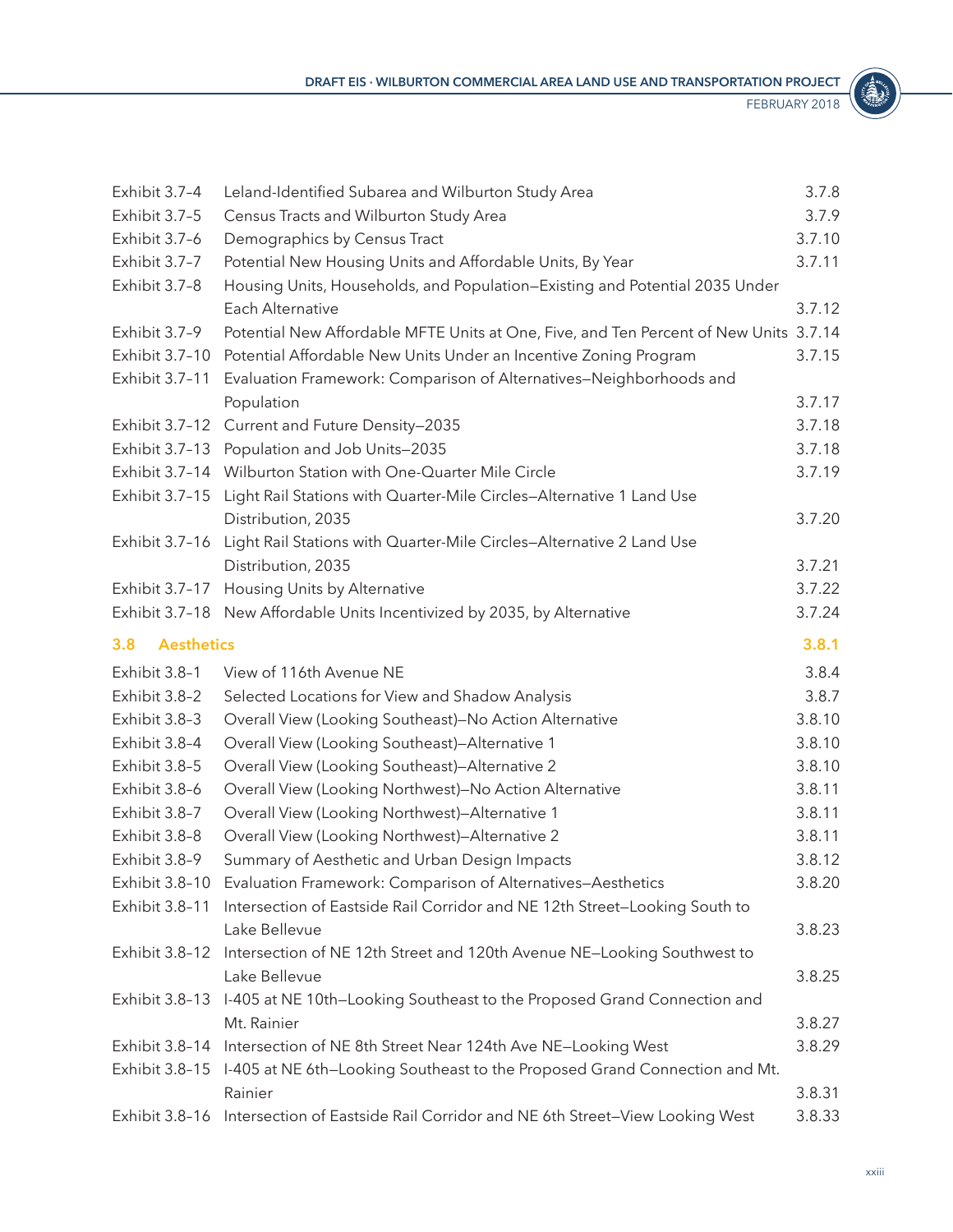| | | |
|---|---|---|
| Exhibit 3.7–4 | Leland-Identified Subarea and Wilburton Study Area | 3.7.8 |
| Exhibit 3.7–5 | Census Tracts and Wilburton Study Area | 3.7.9 |
| Exhibit 3.7–6 | Demographics by Census Tract | 3.7.10 |
| Exhibit 3.7–7 | Potential New Housing Units and Affordable Units, By Year | 3.7.11 |
| Exhibit 3.7–8 | Housing Units, Households, and Population—Existing and Potential 2035 Under Each Alternative | 3.7.12 |
| Exhibit 3.7–9 | Potential New Affordable MFTE Units at One, Five, and Ten Percent of New Units | 3.7.14 |
| Exhibit 3.7–10 | Potential Affordable New Units Under an Incentive Zoning Program | 3.7.15 |
| Exhibit 3.7–11 | Evaluation Framework: Comparison of Alternatives—Neighborhoods and Population | 3.7.17 |
| Exhibit 3.7–12 | Current and Future Density—2035 | 3.7.18 |
| Exhibit 3.7–13 | Population and Job Units—2035 | 3.7.18 |
| Exhibit 3.7–14 | Wilburton Station with One-Quarter Mile Circle | 3.7.19 |
| Exhibit 3.7–15 | Light Rail Stations with Quarter-Mile Circles—Alternative 1 Land Use Distribution, 2035 | 3.7.20 |
| Exhibit 3.7–16 | Light Rail Stations with Quarter-Mile Circles—Alternative 2 Land Use Distribution, 2035 | 3.7.21 |
| Exhibit 3.7–17 | Housing Units by Alternative | 3.7.22 |
| Exhibit 3.7–18 | New Affordable Units Incentivized by 2035, by Alternative | 3.7.24 |

## 3.8 Aesthetics — 3.8.1

| | | |
|---|---|---|
| Exhibit 3.8–1 | View of 116th Avenue NE | 3.8.4 |
| Exhibit 3.8–2 | Selected Locations for View and Shadow Analysis | 3.8.7 |
| Exhibit 3.8–3 | Overall View (Looking Southeast)—No Action Alternative | 3.8.10 |
| Exhibit 3.8–4 | Overall View (Looking Southeast)—Alternative 1 | 3.8.10 |
| Exhibit 3.8–5 | Overall View (Looking Southeast)—Alternative 2 | 3.8.10 |
| Exhibit 3.8–6 | Overall View (Looking Northwest)—No Action Alternative | 3.8.11 |
| Exhibit 3.8–7 | Overall View (Looking Northwest)—Alternative 1 | 3.8.11 |
| Exhibit 3.8–8 | Overall View (Looking Northwest)—Alternative 2 | 3.8.11 |
| Exhibit 3.8–9 | Summary of Aesthetic and Urban Design Impacts | 3.8.12 |
| Exhibit 3.8–10 | Evaluation Framework: Comparison of Alternatives—Aesthetics | 3.8.20 |
| Exhibit 3.8–11 | Intersection of Eastside Rail Corridor and NE 12th Street—Looking South to Lake Bellevue | 3.8.23 |
| Exhibit 3.8–12 | Intersection of NE 12th Street and 120th Avenue NE—Looking Southwest to Lake Bellevue | 3.8.25 |
| Exhibit 3.8–13 | I-405 at NE 10th—Looking Southeast to the Proposed Grand Connection and Mt. Rainier | 3.8.27 |
| Exhibit 3.8–14 | Intersection of NE 8th Street Near 124th Ave NE—Looking West | 3.8.29 |
| Exhibit 3.8–15 | I-405 at NE 6th—Looking Southeast to the Proposed Grand Connection and Mt. Rainier | 3.8.31 |
| Exhibit 3.8–16 | Intersection of Eastside Rail Corridor and NE 6th Street—View Looking West | 3.8.33 |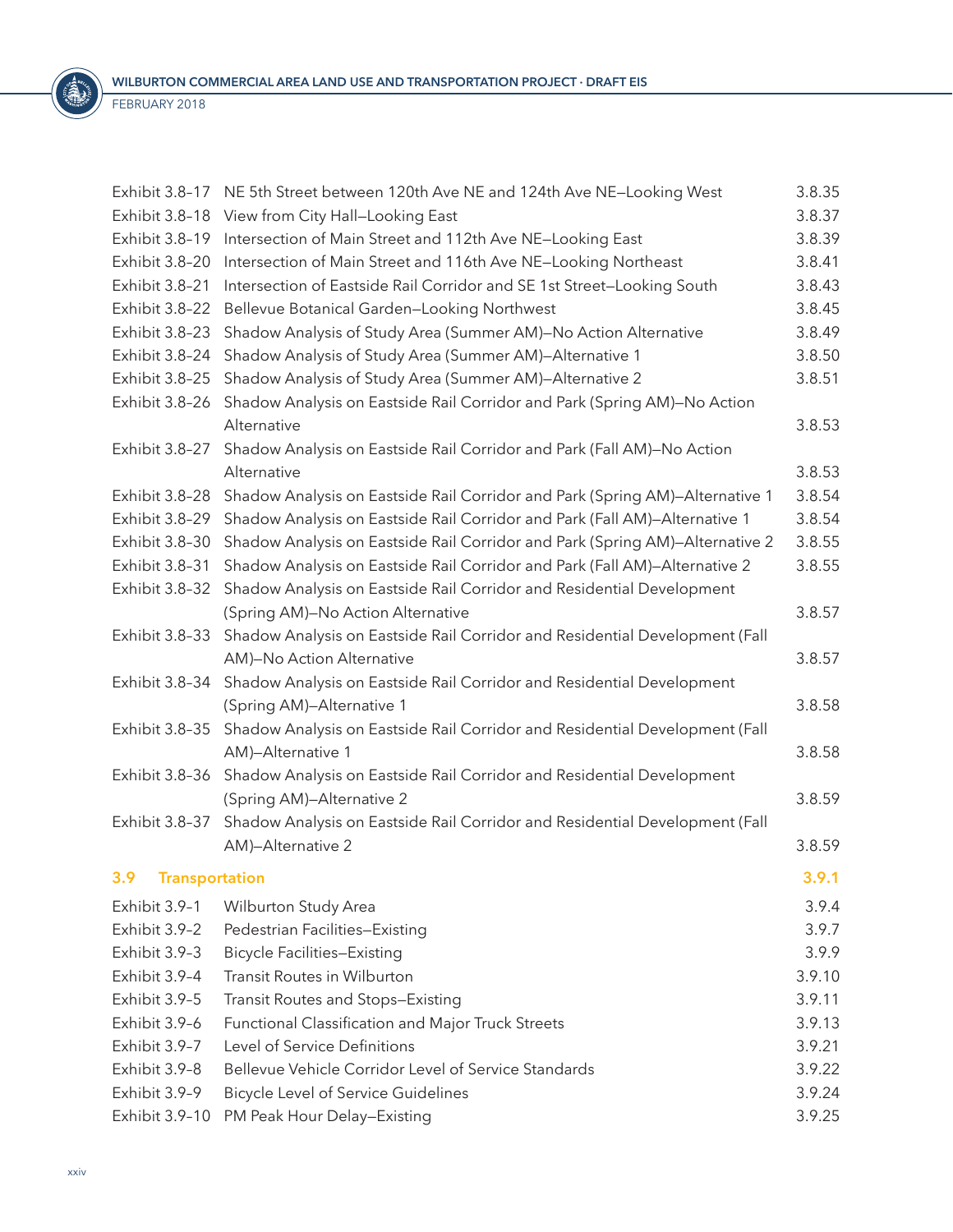| | | |
|---|---|---|
| Exhibit 3.8–17 | NE 5th Street between 120th Ave NE and 124th Ave NE—Looking West | 3.8.35 |
| Exhibit 3.8–18 | View from City Hall—Looking East | 3.8.37 |
| Exhibit 3.8–19 | Intersection of Main Street and 112th Ave NE—Looking East | 3.8.39 |
| Exhibit 3.8–20 | Intersection of Main Street and 116th Ave NE—Looking Northeast | 3.8.41 |
| Exhibit 3.8–21 | Intersection of Eastside Rail Corridor and SE 1st Street—Looking South | 3.8.43 |
| Exhibit 3.8–22 | Bellevue Botanical Garden—Looking Northwest | 3.8.45 |
| Exhibit 3.8–23 | Shadow Analysis of Study Area (Summer AM)—No Action Alternative | 3.8.49 |
| Exhibit 3.8–24 | Shadow Analysis of Study Area (Summer AM)—Alternative 1 | 3.8.50 |
| Exhibit 3.8–25 | Shadow Analysis of Study Area (Summer AM)—Alternative 2 | 3.8.51 |
| Exhibit 3.8–26 | Shadow Analysis on Eastside Rail Corridor and Park (Spring AM)—No Action Alternative | 3.8.53 |
| Exhibit 3.8–27 | Shadow Analysis on Eastside Rail Corridor and Park (Fall AM)—No Action Alternative | 3.8.53 |
| Exhibit 3.8–28 | Shadow Analysis on Eastside Rail Corridor and Park (Spring AM)—Alternative 1 | 3.8.54 |
| Exhibit 3.8–29 | Shadow Analysis on Eastside Rail Corridor and Park (Fall AM)—Alternative 1 | 3.8.54 |
| Exhibit 3.8–30 | Shadow Analysis on Eastside Rail Corridor and Park (Spring AM)—Alternative 2 | 3.8.55 |
| Exhibit 3.8–31 | Shadow Analysis on Eastside Rail Corridor and Park (Fall AM)—Alternative 2 | 3.8.55 |
| Exhibit 3.8–32 | Shadow Analysis on Eastside Rail Corridor and Residential Development (Spring AM)—No Action Alternative | 3.8.57 |
| Exhibit 3.8–33 | Shadow Analysis on Eastside Rail Corridor and Residential Development (Fall AM)—No Action Alternative | 3.8.57 |
| Exhibit 3.8–34 | Shadow Analysis on Eastside Rail Corridor and Residential Development (Spring AM)—Alternative 1 | 3.8.58 |
| Exhibit 3.8–35 | Shadow Analysis on Eastside Rail Corridor and Residential Development (Fall AM)—Alternative 1 | 3.8.58 |
| Exhibit 3.8–36 | Shadow Analysis on Eastside Rail Corridor and Residential Development (Spring AM)—Alternative 2 | 3.8.59 |
| Exhibit 3.8–37 | Shadow Analysis on Eastside Rail Corridor and Residential Development (Fall AM)—Alternative 2 | 3.8.59 |

## 3.9 Transportation — 3.9.1

| | | |
|---|---|---|
| Exhibit 3.9–1 | Wilburton Study Area | 3.9.4 |
| Exhibit 3.9–2 | Pedestrian Facilities—Existing | 3.9.7 |
| Exhibit 3.9–3 | Bicycle Facilities—Existing | 3.9.9 |
| Exhibit 3.9–4 | Transit Routes in Wilburton | 3.9.10 |
| Exhibit 3.9–5 | Transit Routes and Stops—Existing | 3.9.11 |
| Exhibit 3.9–6 | Functional Classification and Major Truck Streets | 3.9.13 |
| Exhibit 3.9–7 | Level of Service Definitions | 3.9.21 |
| Exhibit 3.9–8 | Bellevue Vehicle Corridor Level of Service Standards | 3.9.22 |
| Exhibit 3.9–9 | Bicycle Level of Service Guidelines | 3.9.24 |
| Exhibit 3.9–10 | PM Peak Hour Delay—Existing | 3.9.25 |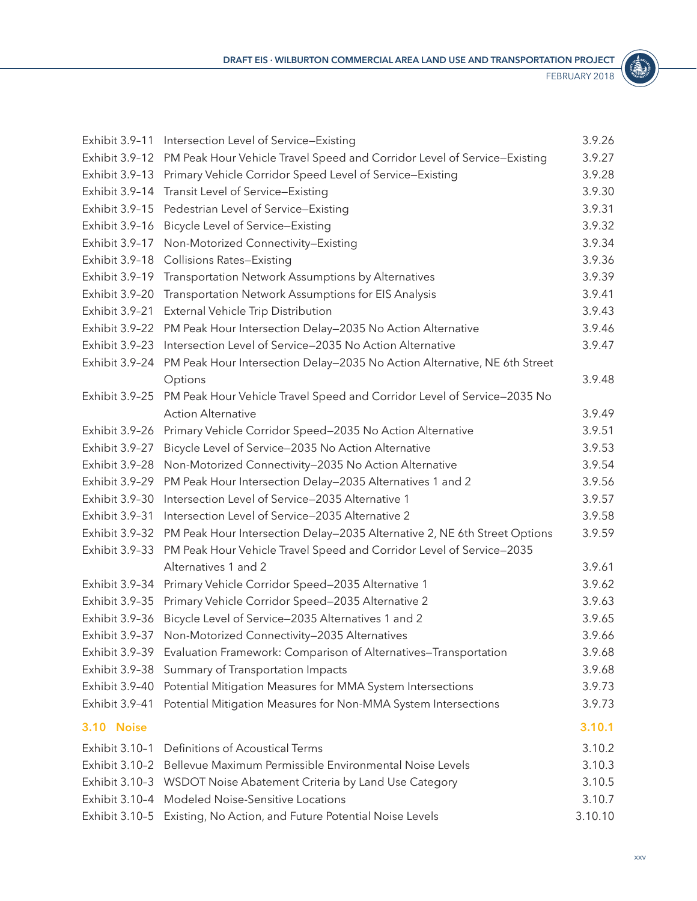| | | |
|---|---|---|
| Exhibit 3.9–11 | Intersection Level of Service—Existing | 3.9.26 |
| Exhibit 3.9–12 | PM Peak Hour Vehicle Travel Speed and Corridor Level of Service—Existing | 3.9.27 |
| Exhibit 3.9–13 | Primary Vehicle Corridor Speed Level of Service—Existing | 3.9.28 |
| Exhibit 3.9–14 | Transit Level of Service—Existing | 3.9.30 |
| Exhibit 3.9–15 | Pedestrian Level of Service—Existing | 3.9.31 |
| Exhibit 3.9–16 | Bicycle Level of Service—Existing | 3.9.32 |
| Exhibit 3.9–17 | Non-Motorized Connectivity—Existing | 3.9.34 |
| Exhibit 3.9–18 | Collisions Rates—Existing | 3.9.36 |
| Exhibit 3.9–19 | Transportation Network Assumptions by Alternatives | 3.9.39 |
| Exhibit 3.9–20 | Transportation Network Assumptions for EIS Analysis | 3.9.41 |
| Exhibit 3.9–21 | External Vehicle Trip Distribution | 3.9.43 |
| Exhibit 3.9–22 | PM Peak Hour Intersection Delay—2035 No Action Alternative | 3.9.46 |
| Exhibit 3.9–23 | Intersection Level of Service—2035 No Action Alternative | 3.9.47 |
| Exhibit 3.9–24 | PM Peak Hour Intersection Delay—2035 No Action Alternative, NE 6th Street Options | 3.9.48 |
| Exhibit 3.9–25 | PM Peak Hour Vehicle Travel Speed and Corridor Level of Service—2035 No Action Alternative | 3.9.49 |
| Exhibit 3.9–26 | Primary Vehicle Corridor Speed—2035 No Action Alternative | 3.9.51 |
| Exhibit 3.9–27 | Bicycle Level of Service—2035 No Action Alternative | 3.9.53 |
| Exhibit 3.9–28 | Non-Motorized Connectivity—2035 No Action Alternative | 3.9.54 |
| Exhibit 3.9–29 | PM Peak Hour Intersection Delay—2035 Alternatives 1 and 2 | 3.9.56 |
| Exhibit 3.9–30 | Intersection Level of Service—2035 Alternative 1 | 3.9.57 |
| Exhibit 3.9–31 | Intersection Level of Service—2035 Alternative 2 | 3.9.58 |
| Exhibit 3.9–32 | PM Peak Hour Intersection Delay—2035 Alternative 2, NE 6th Street Options | 3.9.59 |
| Exhibit 3.9–33 | PM Peak Hour Vehicle Travel Speed and Corridor Level of Service—2035 Alternatives 1 and 2 | 3.9.61 |
| Exhibit 3.9–34 | Primary Vehicle Corridor Speed—2035 Alternative 1 | 3.9.62 |
| Exhibit 3.9–35 | Primary Vehicle Corridor Speed—2035 Alternative 2 | 3.9.63 |
| Exhibit 3.9–36 | Bicycle Level of Service—2035 Alternatives 1 and 2 | 3.9.65 |
| Exhibit 3.9–37 | Non-Motorized Connectivity—2035 Alternatives | 3.9.66 |
| Exhibit 3.9–39 | Evaluation Framework: Comparison of Alternatives—Transportation | 3.9.68 |
| Exhibit 3.9–38 | Summary of Transportation Impacts | 3.9.68 |
| Exhibit 3.9–40 | Potential Mitigation Measures for MMA System Intersections | 3.9.73 |
| Exhibit 3.9–41 | Potential Mitigation Measures for Non-MMA System Intersections | 3.9.73 |

## 3.10 Noise — 3.10.1

| | | |
|---|---|---|
| Exhibit 3.10–1 | Definitions of Acoustical Terms | 3.10.2 |
| Exhibit 3.10–2 | Bellevue Maximum Permissible Environmental Noise Levels | 3.10.3 |
| Exhibit 3.10–3 | WSDOT Noise Abatement Criteria by Land Use Category | 3.10.5 |
| Exhibit 3.10–4 | Modeled Noise-Sensitive Locations | 3.10.7 |
| Exhibit 3.10–5 | Existing, No Action, and Future Potential Noise Levels | 3.10.10 |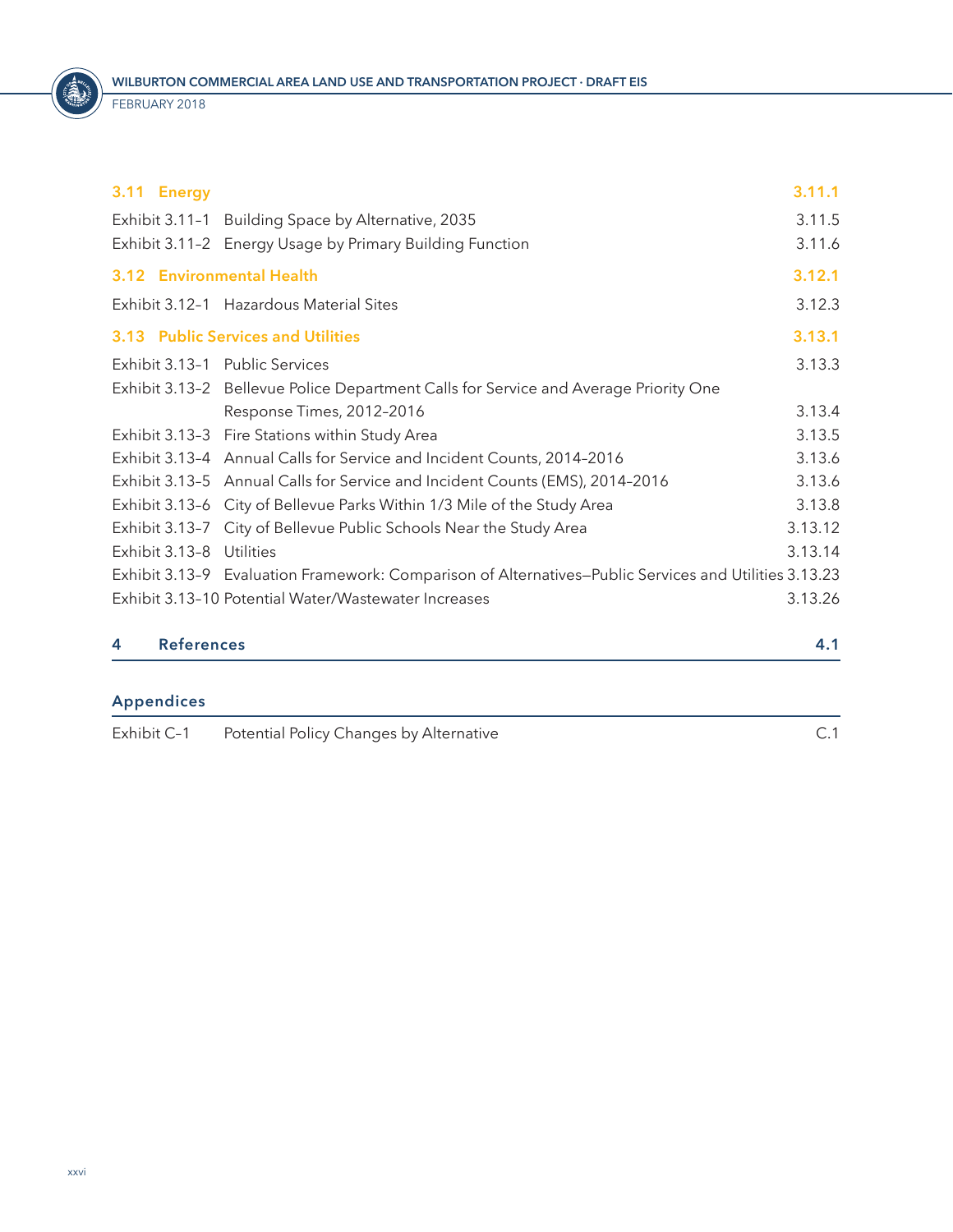| | | |
|---|---|---|
| **3.11 Energy** | | **3.11.1** |
| Exhibit 3.11–1 | Building Space by Alternative, 2035 | 3.11.5 |
| Exhibit 3.11–2 | Energy Usage by Primary Building Function | 3.11.6 |
| **3.12 Environmental Health** | | **3.12.1** |
| Exhibit 3.12–1 | Hazardous Material Sites | 3.12.3 |
| **3.13 Public Services and Utilities** | | **3.13.1** |
| Exhibit 3.13–1 | Public Services | 3.13.3 |
| Exhibit 3.13–2 | Bellevue Police Department Calls for Service and Average Priority One Response Times, 2012–2016 | 3.13.4 |
| Exhibit 3.13–3 | Fire Stations within Study Area | 3.13.5 |
| Exhibit 3.13–4 | Annual Calls for Service and Incident Counts, 2014–2016 | 3.13.6 |
| Exhibit 3.13–5 | Annual Calls for Service and Incident Counts (EMS), 2014–2016 | 3.13.6 |
| Exhibit 3.13–6 | City of Bellevue Parks Within 1/3 Mile of the Study Area | 3.13.8 |
| Exhibit 3.13–7 | City of Bellevue Public Schools Near the Study Area | 3.13.12 |
| Exhibit 3.13–8 | Utilities | 3.13.14 |
| Exhibit 3.13–9 | Evaluation Framework: Comparison of Alternatives—Public Services and Utilities | 3.13.23 |
| Exhibit 3.13–10 | Potential Water/Wastewater Increases | 3.13.26 |
| **4 References** | | **4.1** |

## Appendices

| | | |
|---|---|---|
| Exhibit C–1 | Potential Policy Changes by Alternative | C.1 |